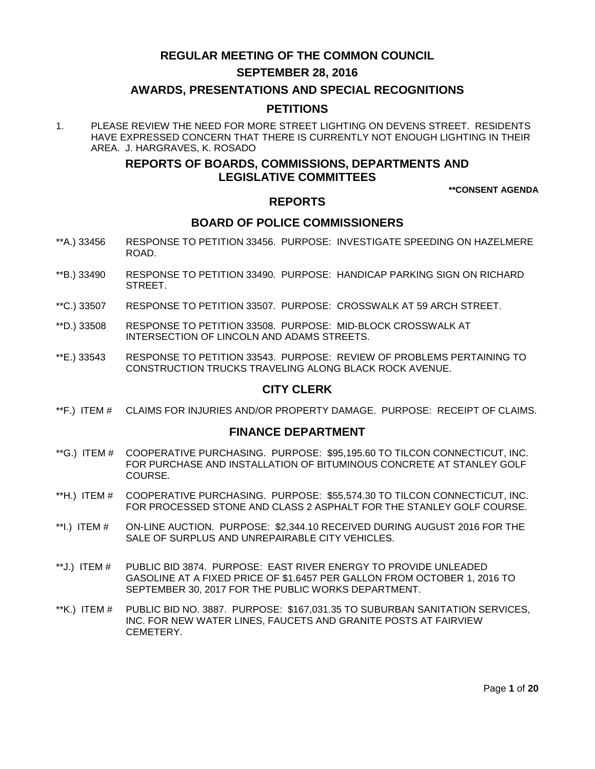# REGULAR MEETING OF THE COMMON COUNCIL

## SEPTEMBER 28, 2016

## AWARDS, PRESENTATIONS AND SPECIAL RECOGNITIONS

## PETITIONS

1. PLEASE REVIEW THE NEED FOR MORE STREET LIGHTING ON DEVENS STREET. RESIDENTS HAVE EXPRESSED CONCERN THAT THERE IS CURRENTLY NOT ENOUGH LIGHTING IN THEIR AREA. J. HARGRAVES, K. ROSADO

## REPORTS OF BOARDS, COMMISSIONS, DEPARTMENTS AND LEGISLATIVE COMMITTEES

**\*\*CONSENT AGENDA**

## REPORTS

### BOARD OF POLICE COMMISSIONERS

**A.) 33456 RESPONSE TO PETITION 33456. PURPOSE: INVESTIGATE SPEEDING ON HAZELMERE ROAD.

**B.) 33490 RESPONSE TO PETITION 33490. PURPOSE: HANDICAP PARKING SIGN ON RICHARD STREET.

**C.) 33507 RESPONSE TO PETITION 33507. PURPOSE: CROSSWALK AT 59 ARCH STREET.

**D.) 33508 RESPONSE TO PETITION 33508. PURPOSE: MID-BLOCK CROSSWALK AT INTERSECTION OF LINCOLN AND ADAMS STREETS.

**E.) 33543 RESPONSE TO PETITION 33543. PURPOSE: REVIEW OF PROBLEMS PERTAINING TO CONSTRUCTION TRUCKS TRAVELING ALONG BLACK ROCK AVENUE.

### CITY CLERK

**F.) ITEM # CLAIMS FOR INJURIES AND/OR PROPERTY DAMAGE. PURPOSE: RECEIPT OF CLAIMS.

### FINANCE DEPARTMENT

**G.) ITEM # COOPERATIVE PURCHASING. PURPOSE: $95,195.60 TO TILCON CONNECTICUT, INC. FOR PURCHASE AND INSTALLATION OF BITUMINOUS CONCRETE AT STANLEY GOLF COURSE.

**H.) ITEM # COOPERATIVE PURCHASING. PURPOSE: $55,574.30 TO TILCON CONNECTICUT, INC. FOR PROCESSED STONE AND CLASS 2 ASPHALT FOR THE STANLEY GOLF COURSE.

**I.) ITEM # ON-LINE AUCTION. PURPOSE: $2,344.10 RECEIVED DURING AUGUST 2016 FOR THE SALE OF SURPLUS AND UNREPAIRABLE CITY VEHICLES.

**J.) ITEM # PUBLIC BID 3874. PURPOSE: EAST RIVER ENERGY TO PROVIDE UNLEADED GASOLINE AT A FIXED PRICE OF $1.6457 PER GALLON FROM OCTOBER 1, 2016 TO SEPTEMBER 30, 2017 FOR THE PUBLIC WORKS DEPARTMENT.

**K.) ITEM # PUBLIC BID NO. 3887. PURPOSE: $167,031.35 TO SUBURBAN SANITATION SERVICES, INC. FOR NEW WATER LINES, FAUCETS AND GRANITE POSTS AT FAIRVIEW CEMETERY.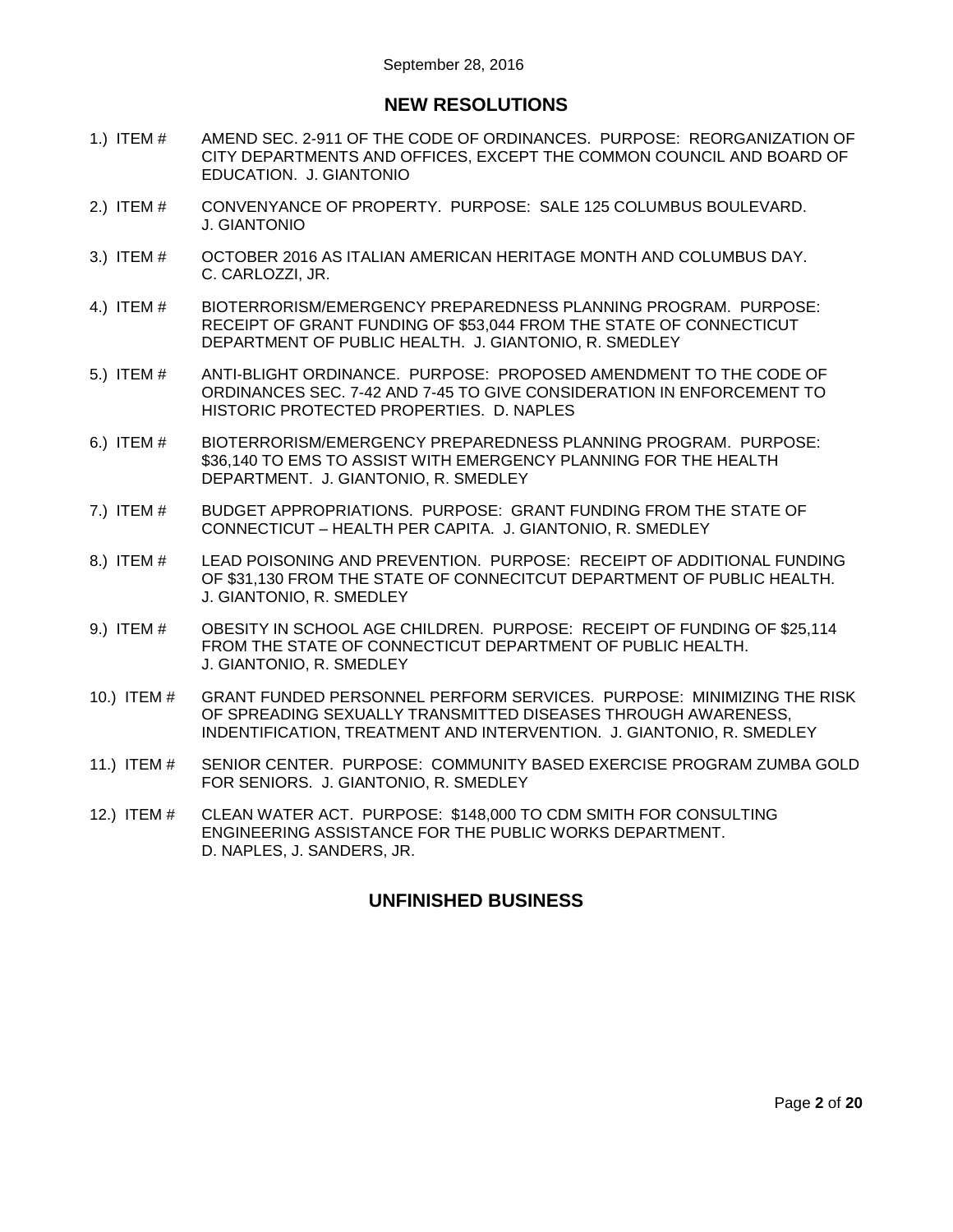September 28, 2016

## NEW RESOLUTIONS

1.) ITEM # AMEND SEC. 2-911 OF THE CODE OF ORDINANCES. PURPOSE: REORGANIZATION OF CITY DEPARTMENTS AND OFFICES, EXCEPT THE COMMON COUNCIL AND BOARD OF EDUCATION. J. GIANTONIO

2.) ITEM # CONVENYANCE OF PROPERTY. PURPOSE: SALE 125 COLUMBUS BOULEVARD. J. GIANTONIO

3.) ITEM # OCTOBER 2016 AS ITALIAN AMERICAN HERITAGE MONTH AND COLUMBUS DAY. C. CARLOZZI, JR.

4.) ITEM # BIOTERRORISM/EMERGENCY PREPAREDNESS PLANNING PROGRAM. PURPOSE: RECEIPT OF GRANT FUNDING OF $53,044 FROM THE STATE OF CONNECTICUT DEPARTMENT OF PUBLIC HEALTH. J. GIANTONIO, R. SMEDLEY

5.) ITEM # ANTI-BLIGHT ORDINANCE. PURPOSE: PROPOSED AMENDMENT TO THE CODE OF ORDINANCES SEC. 7-42 AND 7-45 TO GIVE CONSIDERATION IN ENFORCEMENT TO HISTORIC PROTECTED PROPERTIES. D. NAPLES

6.) ITEM # BIOTERRORISM/EMERGENCY PREPAREDNESS PLANNING PROGRAM. PURPOSE: $36,140 TO EMS TO ASSIST WITH EMERGENCY PLANNING FOR THE HEALTH DEPARTMENT. J. GIANTONIO, R. SMEDLEY

7.) ITEM # BUDGET APPROPRIATIONS. PURPOSE: GRANT FUNDING FROM THE STATE OF CONNECTICUT – HEALTH PER CAPITA. J. GIANTONIO, R. SMEDLEY

8.) ITEM # LEAD POISONING AND PREVENTION. PURPOSE: RECEIPT OF ADDITIONAL FUNDING OF $31,130 FROM THE STATE OF CONNECITCUT DEPARTMENT OF PUBLIC HEALTH. J. GIANTONIO, R. SMEDLEY

9.) ITEM # OBESITY IN SCHOOL AGE CHILDREN. PURPOSE: RECEIPT OF FUNDING OF $25,114 FROM THE STATE OF CONNECTICUT DEPARTMENT OF PUBLIC HEALTH. J. GIANTONIO, R. SMEDLEY

10.) ITEM # GRANT FUNDED PERSONNEL PERFORM SERVICES. PURPOSE: MINIMIZING THE RISK OF SPREADING SEXUALLY TRANSMITTED DISEASES THROUGH AWARENESS, INDENTIFICATION, TREATMENT AND INTERVENTION. J. GIANTONIO, R. SMEDLEY

11.) ITEM # SENIOR CENTER. PURPOSE: COMMUNITY BASED EXERCISE PROGRAM ZUMBA GOLD FOR SENIORS. J. GIANTONIO, R. SMEDLEY

12.) ITEM # CLEAN WATER ACT. PURPOSE: $148,000 TO CDM SMITH FOR CONSULTING ENGINEERING ASSISTANCE FOR THE PUBLIC WORKS DEPARTMENT. D. NAPLES, J. SANDERS, JR.

## UNFINISHED BUSINESS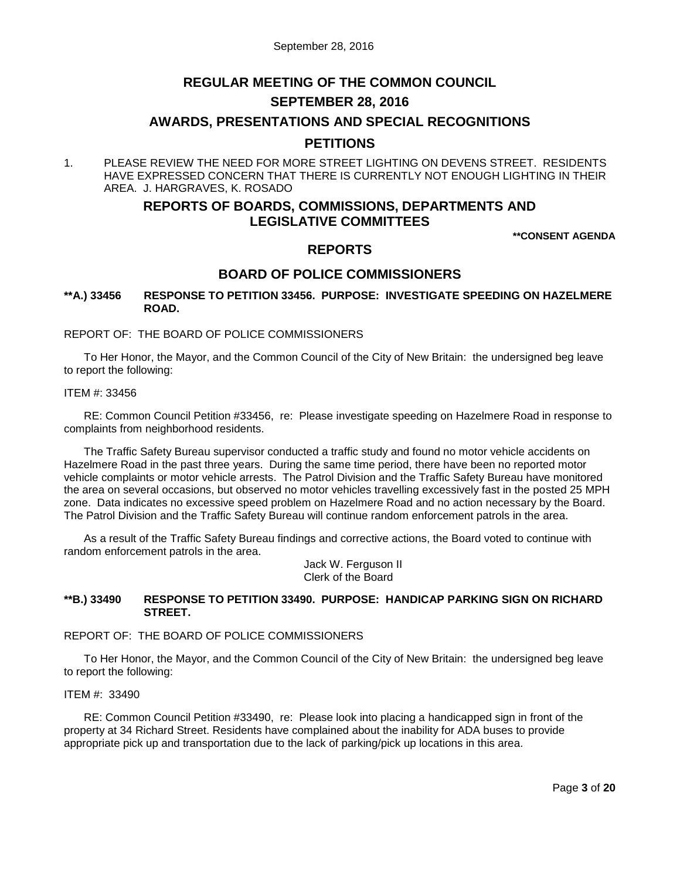# REGULAR MEETING OF THE COMMON COUNCIL

## SEPTEMBER 28, 2016

## AWARDS, PRESENTATIONS AND SPECIAL RECOGNITIONS

## PETITIONS

1. PLEASE REVIEW THE NEED FOR MORE STREET LIGHTING ON DEVENS STREET. RESIDENTS HAVE EXPRESSED CONCERN THAT THERE IS CURRENTLY NOT ENOUGH LIGHTING IN THEIR AREA. J. HARGRAVES, K. ROSADO

## REPORTS OF BOARDS, COMMISSIONS, DEPARTMENTS AND LEGISLATIVE COMMITTEES

**\*\*CONSENT AGENDA**

## REPORTS

## BOARD OF POLICE COMMISSIONERS

**\*\*A.) 33456 RESPONSE TO PETITION 33456. PURPOSE: INVESTIGATE SPEEDING ON HAZELMERE ROAD.**

REPORT OF: THE BOARD OF POLICE COMMISSIONERS

To Her Honor, the Mayor, and the Common Council of the City of New Britain: the undersigned beg leave to report the following:

ITEM #: 33456

RE: Common Council Petition #33456, re: Please investigate speeding on Hazelmere Road in response to complaints from neighborhood residents.

The Traffic Safety Bureau supervisor conducted a traffic study and found no motor vehicle accidents on Hazelmere Road in the past three years. During the same time period, there have been no reported motor vehicle complaints or motor vehicle arrests. The Patrol Division and the Traffic Safety Bureau have monitored the area on several occasions, but observed no motor vehicles travelling excessively fast in the posted 25 MPH zone. Data indicates no excessive speed problem on Hazelmere Road and no action necessary by the Board. The Patrol Division and the Traffic Safety Bureau will continue random enforcement patrols in the area.

As a result of the Traffic Safety Bureau findings and corrective actions, the Board voted to continue with random enforcement patrols in the area.

Jack W. Ferguson II
Clerk of the Board

**\*\*B.) 33490 RESPONSE TO PETITION 33490. PURPOSE: HANDICAP PARKING SIGN ON RICHARD STREET.**

REPORT OF: THE BOARD OF POLICE COMMISSIONERS

To Her Honor, the Mayor, and the Common Council of the City of New Britain: the undersigned beg leave to report the following:

ITEM #: 33490

RE: Common Council Petition #33490, re: Please look into placing a handicapped sign in front of the property at 34 Richard Street. Residents have complained about the inability for ADA buses to provide appropriate pick up and transportation due to the lack of parking/pick up locations in this area.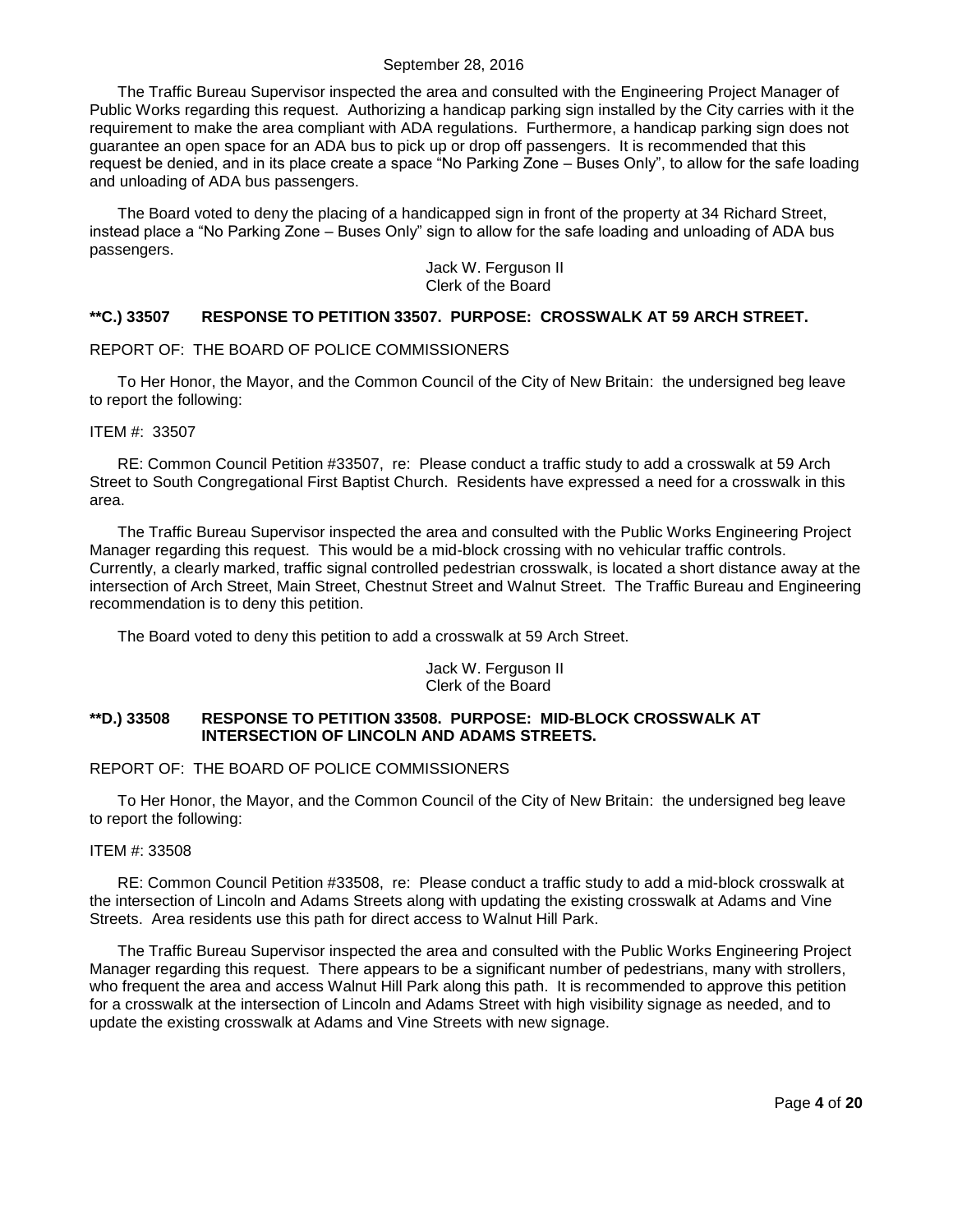The Traffic Bureau Supervisor inspected the area and consulted with the Engineering Project Manager of Public Works regarding this request. Authorizing a handicap parking sign installed by the City carries with it the requirement to make the area compliant with ADA regulations. Furthermore, a handicap parking sign does not guarantee an open space for an ADA bus to pick up or drop off passengers. It is recommended that this request be denied, and in its place create a space "No Parking Zone – Buses Only", to allow for the safe loading and unloading of ADA bus passengers.

The Board voted to deny the placing of a handicapped sign in front of the property at 34 Richard Street, instead place a "No Parking Zone – Buses Only" sign to allow for the safe loading and unloading of ADA bus passengers.

Jack W. Ferguson II
Clerk of the Board

**\*\*C.) 33507 RESPONSE TO PETITION 33507. PURPOSE: CROSSWALK AT 59 ARCH STREET.**

REPORT OF: THE BOARD OF POLICE COMMISSIONERS

To Her Honor, the Mayor, and the Common Council of the City of New Britain: the undersigned beg leave to report the following:

ITEM #: 33507

RE: Common Council Petition #33507, re: Please conduct a traffic study to add a crosswalk at 59 Arch Street to South Congregational First Baptist Church. Residents have expressed a need for a crosswalk in this area.

The Traffic Bureau Supervisor inspected the area and consulted with the Public Works Engineering Project Manager regarding this request. This would be a mid-block crossing with no vehicular traffic controls. Currently, a clearly marked, traffic signal controlled pedestrian crosswalk, is located a short distance away at the intersection of Arch Street, Main Street, Chestnut Street and Walnut Street. The Traffic Bureau and Engineering recommendation is to deny this petition.

The Board voted to deny this petition to add a crosswalk at 59 Arch Street.

Jack W. Ferguson II
Clerk of the Board

**\*\*D.) 33508 RESPONSE TO PETITION 33508. PURPOSE: MID-BLOCK CROSSWALK AT INTERSECTION OF LINCOLN AND ADAMS STREETS.**

REPORT OF: THE BOARD OF POLICE COMMISSIONERS

To Her Honor, the Mayor, and the Common Council of the City of New Britain: the undersigned beg leave to report the following:

ITEM #: 33508

RE: Common Council Petition #33508, re: Please conduct a traffic study to add a mid-block crosswalk at the intersection of Lincoln and Adams Streets along with updating the existing crosswalk at Adams and Vine Streets. Area residents use this path for direct access to Walnut Hill Park.

The Traffic Bureau Supervisor inspected the area and consulted with the Public Works Engineering Project Manager regarding this request. There appears to be a significant number of pedestrians, many with strollers, who frequent the area and access Walnut Hill Park along this path. It is recommended to approve this petition for a crosswalk at the intersection of Lincoln and Adams Street with high visibility signage as needed, and to update the existing crosswalk at Adams and Vine Streets with new signage.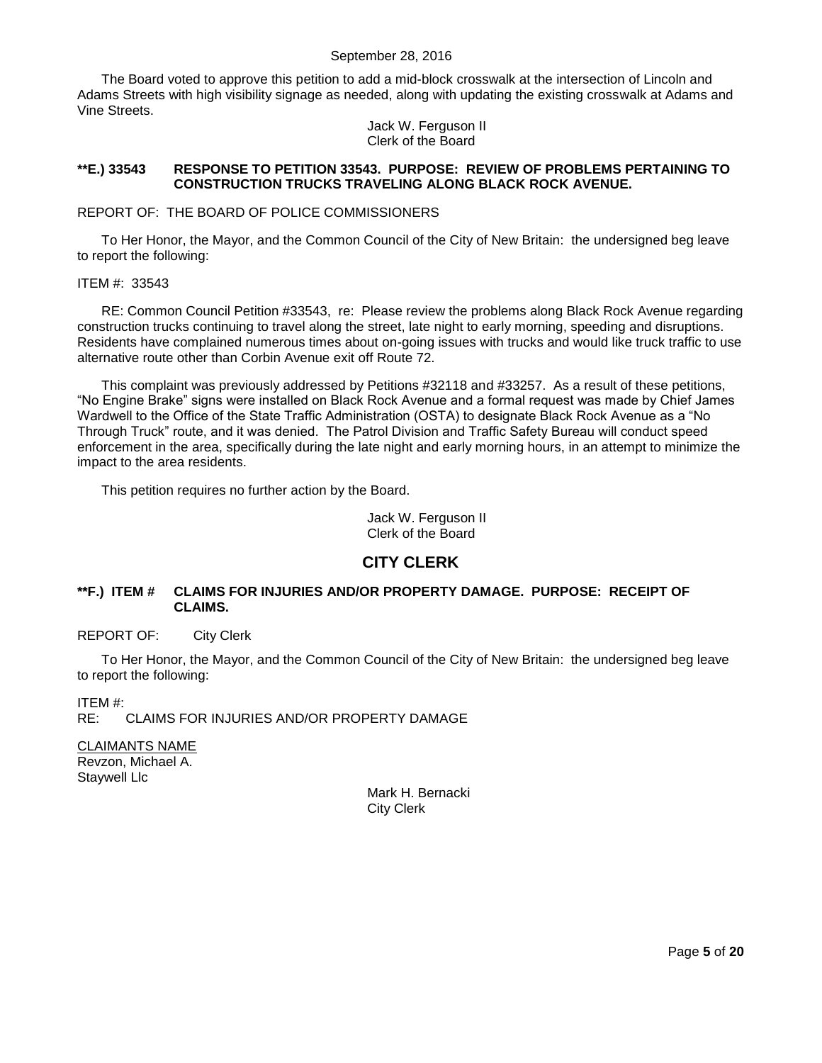The Board voted to approve this petition to add a mid-block crosswalk at the intersection of Lincoln and Adams Streets with high visibility signage as needed, along with updating the existing crosswalk at Adams and Vine Streets.

Jack W. Ferguson II
Clerk of the Board

**\*\*E.) 33543 RESPONSE TO PETITION 33543. PURPOSE: REVIEW OF PROBLEMS PERTAINING TO CONSTRUCTION TRUCKS TRAVELING ALONG BLACK ROCK AVENUE.**

REPORT OF: THE BOARD OF POLICE COMMISSIONERS

To Her Honor, the Mayor, and the Common Council of the City of New Britain: the undersigned beg leave to report the following:

ITEM #: 33543

RE: Common Council Petition #33543, re: Please review the problems along Black Rock Avenue regarding construction trucks continuing to travel along the street, late night to early morning, speeding and disruptions. Residents have complained numerous times about on-going issues with trucks and would like truck traffic to use alternative route other than Corbin Avenue exit off Route 72.

This complaint was previously addressed by Petitions #32118 and #33257. As a result of these petitions, "No Engine Brake" signs were installed on Black Rock Avenue and a formal request was made by Chief James Wardwell to the Office of the State Traffic Administration (OSTA) to designate Black Rock Avenue as a "No Through Truck" route, and it was denied. The Patrol Division and Traffic Safety Bureau will conduct speed enforcement in the area, specifically during the late night and early morning hours, in an attempt to minimize the impact to the area residents.

This petition requires no further action by the Board.

Jack W. Ferguson II
Clerk of the Board

## CITY CLERK

**\*\*F.) ITEM # CLAIMS FOR INJURIES AND/OR PROPERTY DAMAGE. PURPOSE: RECEIPT OF CLAIMS.**

REPORT OF: City Clerk

To Her Honor, the Mayor, and the Common Council of the City of New Britain: the undersigned beg leave to report the following:

ITEM #:
RE: CLAIMS FOR INJURIES AND/OR PROPERTY DAMAGE

<u>CLAIMANTS NAME</u>
Revzon, Michael A.
Staywell Llc

Mark H. Bernacki
City Clerk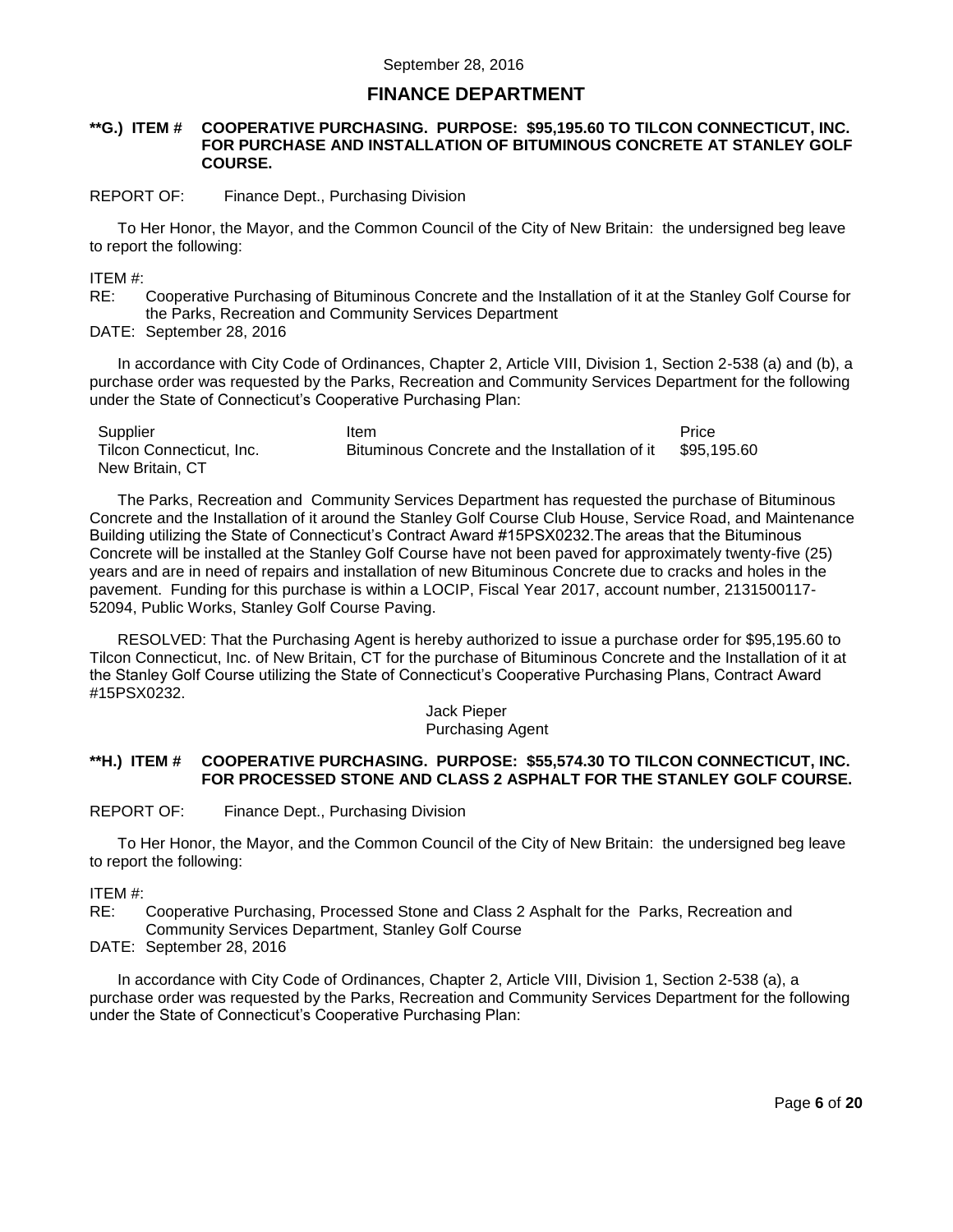September 28, 2016

## FINANCE DEPARTMENT

**\*\*G.) ITEM # COOPERATIVE PURCHASING. PURPOSE: $95,195.60 TO TILCON CONNECTICUT, INC. FOR PURCHASE AND INSTALLATION OF BITUMINOUS CONCRETE AT STANLEY GOLF COURSE.**

REPORT OF: Finance Dept., Purchasing Division

To Her Honor, the Mayor, and the Common Council of the City of New Britain: the undersigned beg leave to report the following:

ITEM #:
RE: Cooperative Purchasing of Bituminous Concrete and the Installation of it at the Stanley Golf Course for the Parks, Recreation and Community Services Department
DATE: September 28, 2016

In accordance with City Code of Ordinances, Chapter 2, Article VIII, Division 1, Section 2-538 (a) and (b), a purchase order was requested by the Parks, Recreation and Community Services Department for the following under the State of Connecticut's Cooperative Purchasing Plan:

| Supplier | Item | Price |
|---|---|---|
| Tilcon Connecticut, Inc. New Britain, CT | Bituminous Concrete and the Installation of it | $95,195.60 |

The Parks, Recreation and Community Services Department has requested the purchase of Bituminous Concrete and the Installation of it around the Stanley Golf Course Club House, Service Road, and Maintenance Building utilizing the State of Connecticut's Contract Award #15PSX0232.The areas that the Bituminous Concrete will be installed at the Stanley Golf Course have not been paved for approximately twenty-five (25) years and are in need of repairs and installation of new Bituminous Concrete due to cracks and holes in the pavement. Funding for this purchase is within a LOCIP, Fiscal Year 2017, account number, 2131500117-52094, Public Works, Stanley Golf Course Paving.

RESOLVED: That the Purchasing Agent is hereby authorized to issue a purchase order for $95,195.60 to Tilcon Connecticut, Inc. of New Britain, CT for the purchase of Bituminous Concrete and the Installation of it at the Stanley Golf Course utilizing the State of Connecticut's Cooperative Purchasing Plans, Contract Award #15PSX0232.

Jack Pieper
Purchasing Agent

**\*\*H.) ITEM # COOPERATIVE PURCHASING. PURPOSE: $55,574.30 TO TILCON CONNECTICUT, INC. FOR PROCESSED STONE AND CLASS 2 ASPHALT FOR THE STANLEY GOLF COURSE.**

REPORT OF: Finance Dept., Purchasing Division

To Her Honor, the Mayor, and the Common Council of the City of New Britain: the undersigned beg leave to report the following:

ITEM #:
RE: Cooperative Purchasing, Processed Stone and Class 2 Asphalt for the Parks, Recreation and Community Services Department, Stanley Golf Course
DATE: September 28, 2016

In accordance with City Code of Ordinances, Chapter 2, Article VIII, Division 1, Section 2-538 (a), a purchase order was requested by the Parks, Recreation and Community Services Department for the following under the State of Connecticut's Cooperative Purchasing Plan: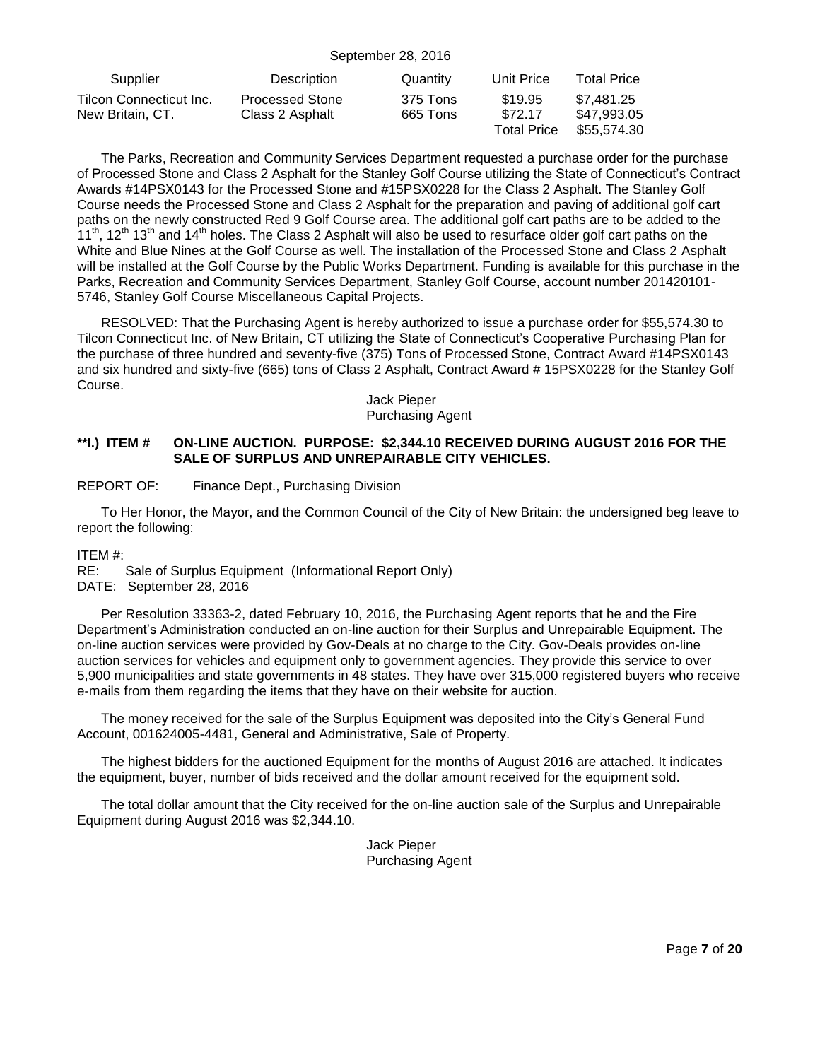September 28, 2016

| Supplier | Description | Quantity | Unit Price | Total Price |
|---|---|---|---|---|
| Tilcon Connecticut Inc. | Processed Stone | 375 Tons | \$19.95 | \$7,481.25 |
| New Britain, CT. | Class 2 Asphalt | 665 Tons | \$72.17 | \$47,993.05 |
| | | | Total Price | \$55,574.30 |

The Parks, Recreation and Community Services Department requested a purchase order for the purchase of Processed Stone and Class 2 Asphalt for the Stanley Golf Course utilizing the State of Connecticut's Contract Awards #14PSX0143 for the Processed Stone and #15PSX0228 for the Class 2 Asphalt. The Stanley Golf Course needs the Processed Stone and Class 2 Asphalt for the preparation and paving of additional golf cart paths on the newly constructed Red 9 Golf Course area. The additional golf cart paths are to be added to the 11th, 12th 13th and 14th holes. The Class 2 Asphalt will also be used to resurface older golf cart paths on the White and Blue Nines at the Golf Course as well. The installation of the Processed Stone and Class 2 Asphalt will be installed at the Golf Course by the Public Works Department. Funding is available for this purchase in the Parks, Recreation and Community Services Department, Stanley Golf Course, account number 201420101-5746, Stanley Golf Course Miscellaneous Capital Projects.

RESOLVED: That the Purchasing Agent is hereby authorized to issue a purchase order for \$55,574.30 to Tilcon Connecticut Inc. of New Britain, CT utilizing the State of Connecticut's Cooperative Purchasing Plan for the purchase of three hundred and seventy-five (375) Tons of Processed Stone, Contract Award #14PSX0143 and six hundred and sixty-five (665) tons of Class 2 Asphalt, Contract Award # 15PSX0228 for the Stanley Golf Course.

Jack Pieper
Purchasing Agent

**\*\*I.) ITEM # ON-LINE AUCTION. PURPOSE: \$2,344.10 RECEIVED DURING AUGUST 2016 FOR THE SALE OF SURPLUS AND UNREPAIRABLE CITY VEHICLES.**

REPORT OF: Finance Dept., Purchasing Division

To Her Honor, the Mayor, and the Common Council of the City of New Britain: the undersigned beg leave to report the following:

ITEM #:
RE: Sale of Surplus Equipment (Informational Report Only)
DATE: September 28, 2016

Per Resolution 33363-2, dated February 10, 2016, the Purchasing Agent reports that he and the Fire Department's Administration conducted an on-line auction for their Surplus and Unrepairable Equipment. The on-line auction services were provided by Gov-Deals at no charge to the City. Gov-Deals provides on-line auction services for vehicles and equipment only to government agencies. They provide this service to over 5,900 municipalities and state governments in 48 states. They have over 315,000 registered buyers who receive e-mails from them regarding the items that they have on their website for auction.

The money received for the sale of the Surplus Equipment was deposited into the City's General Fund Account, 001624005-4481, General and Administrative, Sale of Property.

The highest bidders for the auctioned Equipment for the months of August 2016 are attached. It indicates the equipment, buyer, number of bids received and the dollar amount received for the equipment sold.

The total dollar amount that the City received for the on-line auction sale of the Surplus and Unrepairable Equipment during August 2016 was \$2,344.10.

Jack Pieper
Purchasing Agent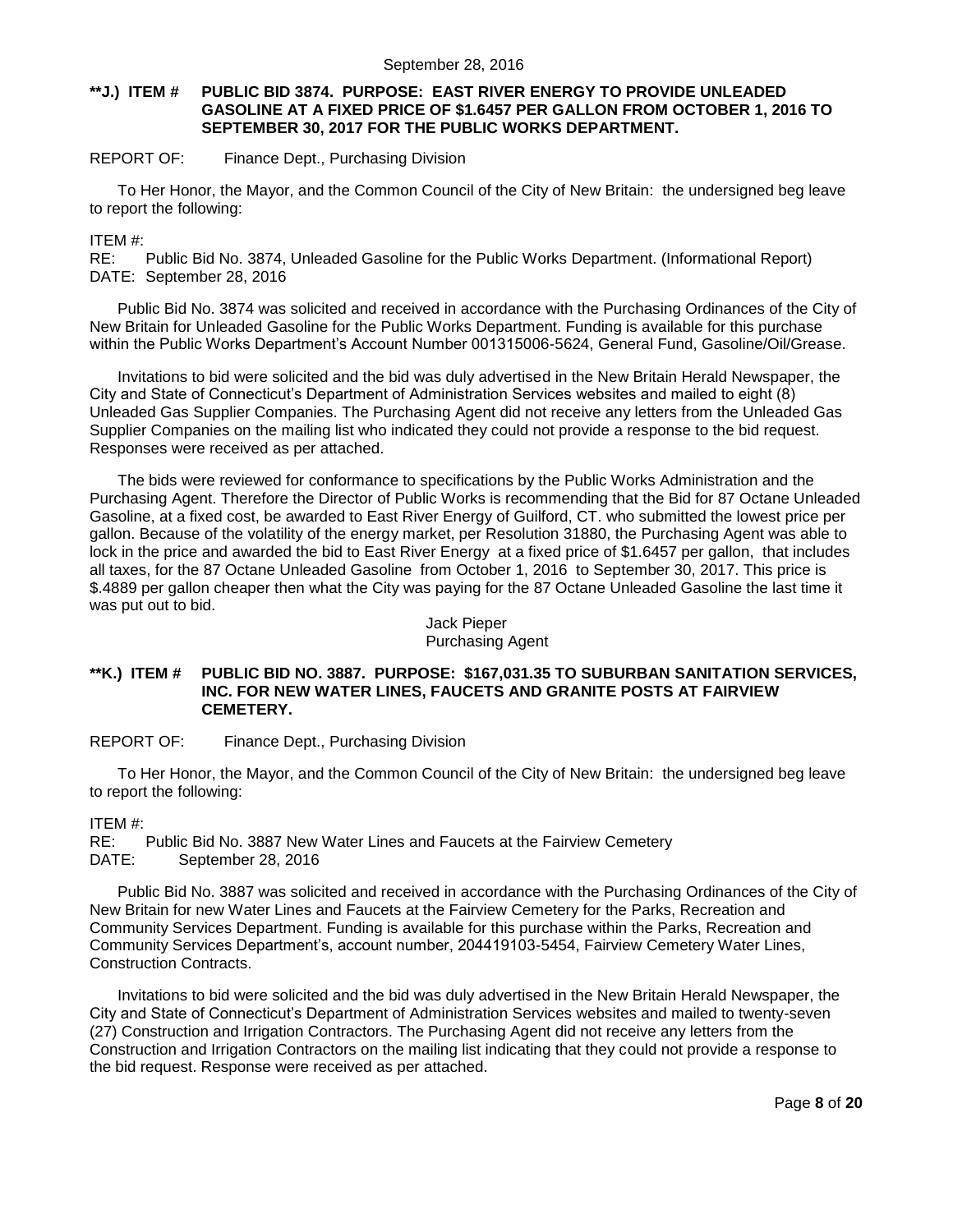**J.) ITEM # PUBLIC BID 3874. PURPOSE: EAST RIVER ENERGY TO PROVIDE UNLEADED GASOLINE AT A FIXED PRICE OF $1.6457 PER GALLON FROM OCTOBER 1, 2016 TO SEPTEMBER 30, 2017 FOR THE PUBLIC WORKS DEPARTMENT.**

REPORT OF: Finance Dept., Purchasing Division

To Her Honor, the Mayor, and the Common Council of the City of New Britain: the undersigned beg leave to report the following:

ITEM #:
RE: Public Bid No. 3874, Unleaded Gasoline for the Public Works Department. (Informational Report)
DATE: September 28, 2016

Public Bid No. 3874 was solicited and received in accordance with the Purchasing Ordinances of the City of New Britain for Unleaded Gasoline for the Public Works Department. Funding is available for this purchase within the Public Works Department's Account Number 001315006-5624, General Fund, Gasoline/Oil/Grease.

Invitations to bid were solicited and the bid was duly advertised in the New Britain Herald Newspaper, the City and State of Connecticut's Department of Administration Services websites and mailed to eight (8) Unleaded Gas Supplier Companies. The Purchasing Agent did not receive any letters from the Unleaded Gas Supplier Companies on the mailing list who indicated they could not provide a response to the bid request. Responses were received as per attached.

The bids were reviewed for conformance to specifications by the Public Works Administration and the Purchasing Agent. Therefore the Director of Public Works is recommending that the Bid for 87 Octane Unleaded Gasoline, at a fixed cost, be awarded to East River Energy of Guilford, CT. who submitted the lowest price per gallon. Because of the volatility of the energy market, per Resolution 31880, the Purchasing Agent was able to lock in the price and awarded the bid to East River Energy at a fixed price of $1.6457 per gallon, that includes all taxes, for the 87 Octane Unleaded Gasoline from October 1, 2016 to September 30, 2017. This price is $.4889 per gallon cheaper then what the City was paying for the 87 Octane Unleaded Gasoline the last time it was put out to bid.

Jack Pieper
Purchasing Agent

**K.) ITEM # PUBLIC BID NO. 3887. PURPOSE: $167,031.35 TO SUBURBAN SANITATION SERVICES, INC. FOR NEW WATER LINES, FAUCETS AND GRANITE POSTS AT FAIRVIEW CEMETERY.**

REPORT OF: Finance Dept., Purchasing Division

To Her Honor, the Mayor, and the Common Council of the City of New Britain: the undersigned beg leave to report the following:

ITEM #:
RE: Public Bid No. 3887 New Water Lines and Faucets at the Fairview Cemetery
DATE: September 28, 2016

Public Bid No. 3887 was solicited and received in accordance with the Purchasing Ordinances of the City of New Britain for new Water Lines and Faucets at the Fairview Cemetery for the Parks, Recreation and Community Services Department. Funding is available for this purchase within the Parks, Recreation and Community Services Department's, account number, 204419103-5454, Fairview Cemetery Water Lines, Construction Contracts.

Invitations to bid were solicited and the bid was duly advertised in the New Britain Herald Newspaper, the City and State of Connecticut's Department of Administration Services websites and mailed to twenty-seven (27) Construction and Irrigation Contractors. The Purchasing Agent did not receive any letters from the Construction and Irrigation Contractors on the mailing list indicating that they could not provide a response to the bid request. Response were received as per attached.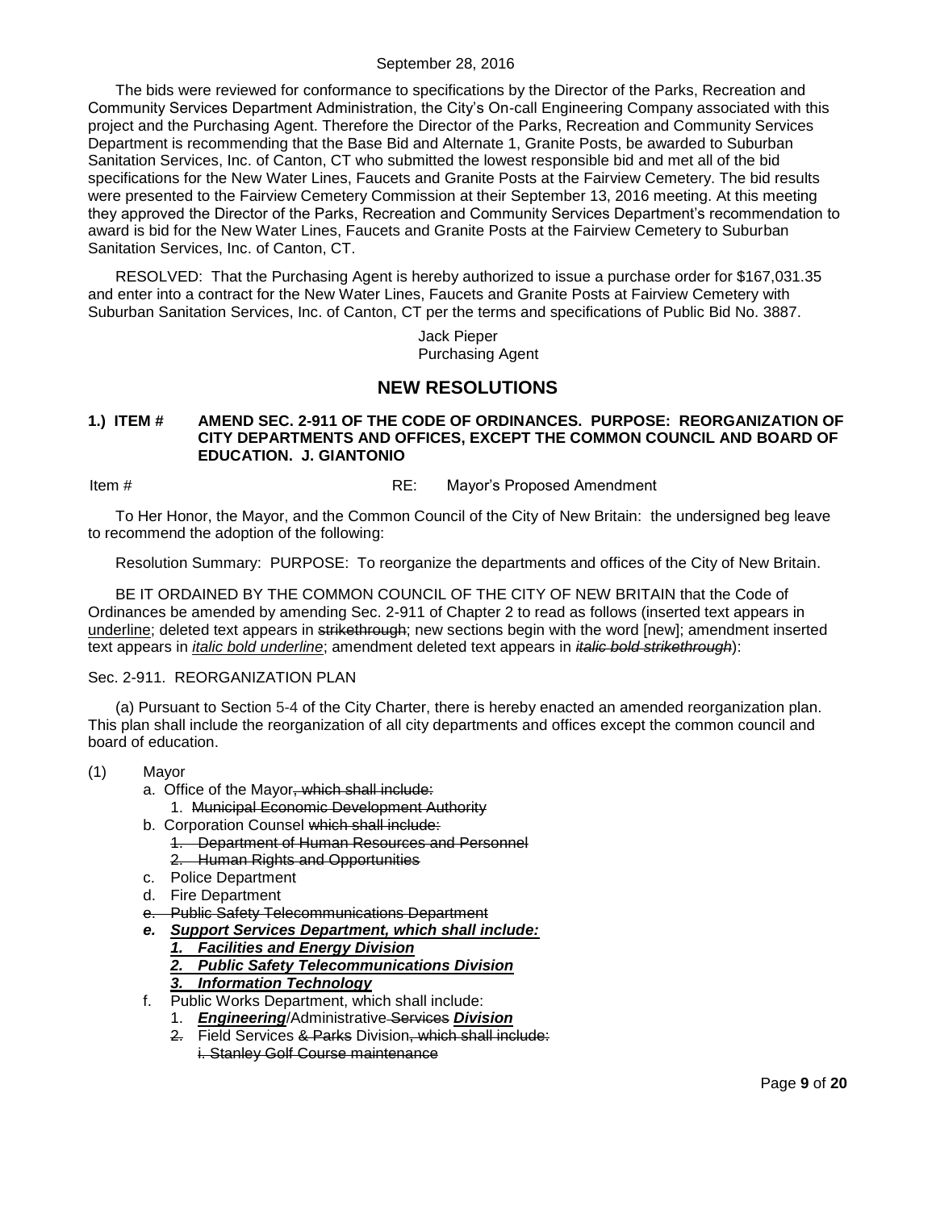The bids were reviewed for conformance to specifications by the Director of the Parks, Recreation and Community Services Department Administration, the City's On-call Engineering Company associated with this project and the Purchasing Agent. Therefore the Director of the Parks, Recreation and Community Services Department is recommending that the Base Bid and Alternate 1, Granite Posts, be awarded to Suburban Sanitation Services, Inc. of Canton, CT who submitted the lowest responsible bid and met all of the bid specifications for the New Water Lines, Faucets and Granite Posts at the Fairview Cemetery. The bid results were presented to the Fairview Cemetery Commission at their September 13, 2016 meeting. At this meeting they approved the Director of the Parks, Recreation and Community Services Department's recommendation to award is bid for the New Water Lines, Faucets and Granite Posts at the Fairview Cemetery to Suburban Sanitation Services, Inc. of Canton, CT.

RESOLVED: That the Purchasing Agent is hereby authorized to issue a purchase order for $167,031.35 and enter into a contract for the New Water Lines, Faucets and Granite Posts at Fairview Cemetery with Suburban Sanitation Services, Inc. of Canton, CT per the terms and specifications of Public Bid No. 3887.

Jack Pieper
Purchasing Agent

## NEW RESOLUTIONS

**1.) ITEM # AMEND SEC. 2-911 OF THE CODE OF ORDINANCES. PURPOSE: REORGANIZATION OF CITY DEPARTMENTS AND OFFICES, EXCEPT THE COMMON COUNCIL AND BOARD OF EDUCATION. J. GIANTONIO**

Item # RE: Mayor's Proposed Amendment

To Her Honor, the Mayor, and the Common Council of the City of New Britain: the undersigned beg leave to recommend the adoption of the following:

Resolution Summary: PURPOSE: To reorganize the departments and offices of the City of New Britain.

BE IT ORDAINED BY THE COMMON COUNCIL OF THE CITY OF NEW BRITAIN that the Code of Ordinances be amended by amending Sec. 2-911 of Chapter 2 to read as follows (inserted text appears in <u>underline</u>; deleted text appears in ~~strikethrough~~; new sections begin with the word [new]; amendment inserted text appears in ***<u>italic bold underline</u>***; amendment deleted text appears in ***~~italic bold strikethrough~~***):

Sec. 2-911. REORGANIZATION PLAN

(a) Pursuant to Section 5-4 of the City Charter, there is hereby enacted an amended reorganization plan. This plan shall include the reorganization of all city departments and offices except the common council and board of education.

(1) Mayor
- a. Office of the Mayor~~, which shall include:~~
  - 1. ~~Municipal Economic Development Authority~~
- b. Corporation Counsel ~~which shall include:~~
  - ~~1. Department of Human Resources and Personnel~~
  - ~~2. Human Rights and Opportunities~~
- c. Police Department
- d. Fire Department
- ~~e. Public Safety Telecommunications Department~~
- ***<u>e. Support Services Department, which shall include:</u>***
  - ***<u>1. Facilities and Energy Division</u>***
  - ***<u>2. Public Safety Telecommunications Division</u>***
  - ***<u>3. Information Technology</u>***
- f. Public Works Department, which shall include:
  - 1. ***<u>Engineering</u>***/Administrative ~~Services~~ ***<u>Division</u>***
  - ~~2.~~ Field Services ~~& Parks~~ Division~~, which shall include:~~
    - ~~i. Stanley Golf Course maintenance~~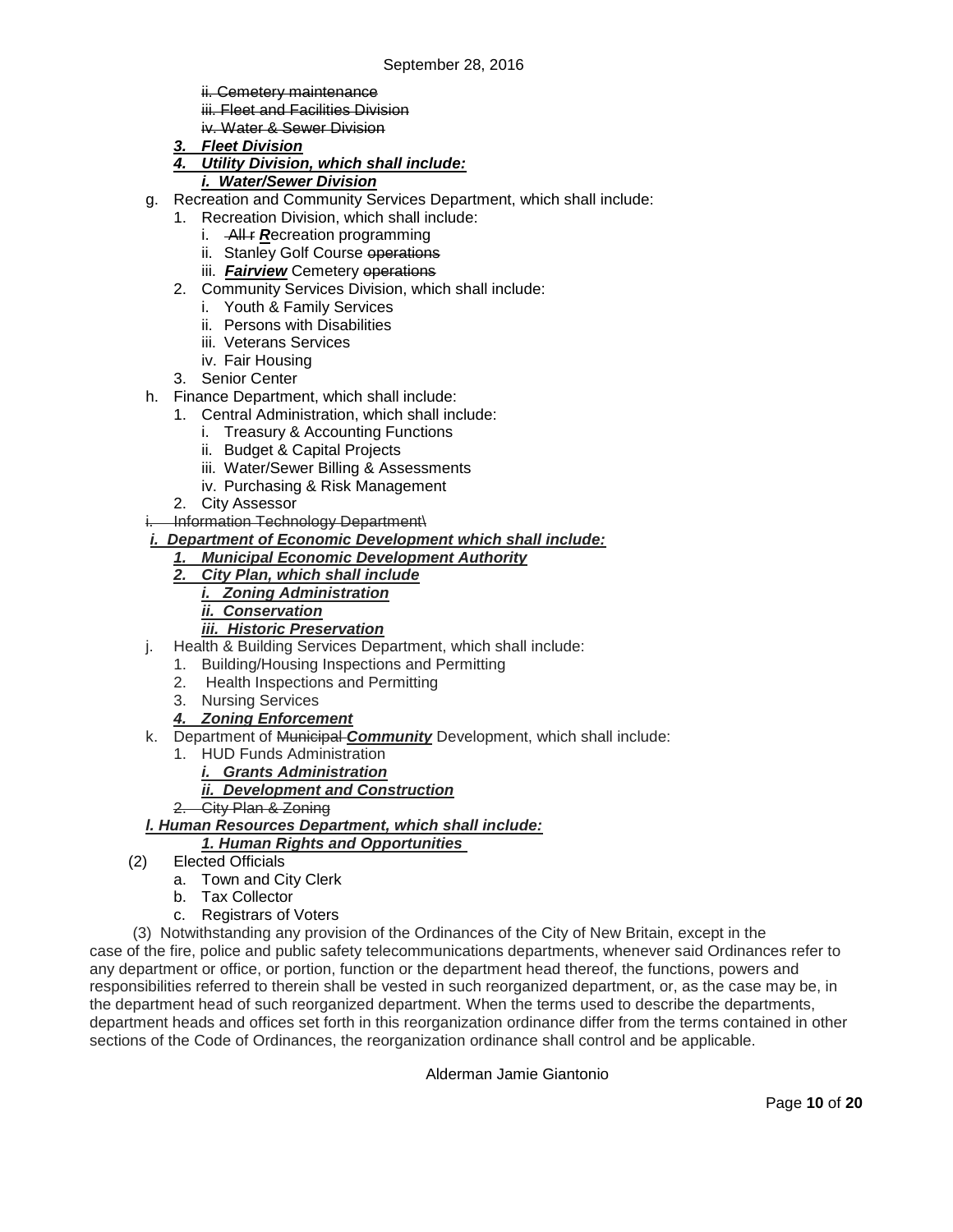~~ii. Cemetery maintenance~~
~~iii. Fleet and Facilities Division~~
~~iv. Water & Sewer Division~~

***3. Fleet Division***

***4. Utility Division, which shall include:***

***i. Water/Sewer Division***

g. Recreation and Community Services Department, which shall include:
  1. Recreation Division, which shall include:
     i. ~~All r~~ ***R***ecreation programming
     ii. Stanley Golf Course ~~operations~~
     iii. ***Fairview*** Cemetery ~~operations~~
  2. Community Services Division, which shall include:
     i. Youth & Family Services
     ii. Persons with Disabilities
     iii. Veterans Services
     iv. Fair Housing
  3. Senior Center

h. Finance Department, which shall include:
  1. Central Administration, which shall include:
     i. Treasury & Accounting Functions
     ii. Budget & Capital Projects
     iii. Water/Sewer Billing & Assessments
     iv. Purchasing & Risk Management
  2. City Assessor

~~i. Information Technology Department\~~

***i. Department of Economic Development which shall include:***
  ***1. Municipal Economic Development Authority***
  ***2. City Plan, which shall include***
     ***i. Zoning Administration***
     ***ii. Conservation***
     ***iii. Historic Preservation***

j. Health & Building Services Department, which shall include:
  1. Building/Housing Inspections and Permitting
  2. Health Inspections and Permitting
  3. Nursing Services
  ***4. Zoning Enforcement***

k. Department of ~~Municipal~~ ***Community*** Development, which shall include:
  1. HUD Funds Administration
     ***i. Grants Administration***
     ***ii. Development and Construction***
  ~~2. City Plan & Zoning~~

***l. Human Resources Department, which shall include:***
  ***1. Human Rights and Opportunities***

(2) Elected Officials
  a. Town and City Clerk
  b. Tax Collector
  c. Registrars of Voters

(3) Notwithstanding any provision of the Ordinances of the City of New Britain, except in the case of the fire, police and public safety telecommunications departments, whenever said Ordinances refer to any department or office, or portion, function or the department head thereof, the functions, powers and responsibilities referred to therein shall be vested in such reorganized department, or, as the case may be, in the department head of such reorganized department. When the terms used to describe the departments, department heads and offices set forth in this reorganization ordinance differ from the terms contained in other sections of the Code of Ordinances, the reorganization ordinance shall control and be applicable.

Alderman Jamie Giantonio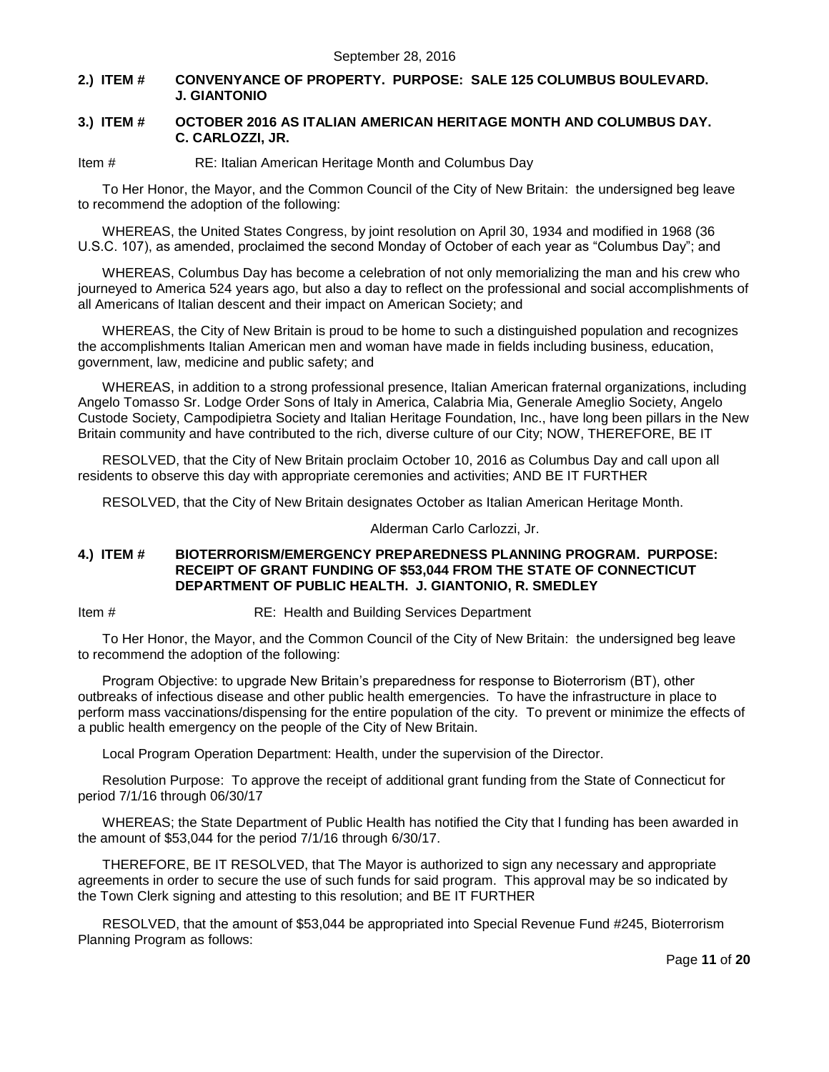**2.) ITEM # CONVENYANCE OF PROPERTY. PURPOSE: SALE 125 COLUMBUS BOULEVARD. J. GIANTONIO**

**3.) ITEM # OCTOBER 2016 AS ITALIAN AMERICAN HERITAGE MONTH AND COLUMBUS DAY. C. CARLOZZI, JR.**

Item # RE: Italian American Heritage Month and Columbus Day

To Her Honor, the Mayor, and the Common Council of the City of New Britain: the undersigned beg leave to recommend the adoption of the following:

WHEREAS, the United States Congress, by joint resolution on April 30, 1934 and modified in 1968 (36 U.S.C. 107), as amended, proclaimed the second Monday of October of each year as "Columbus Day"; and

WHEREAS, Columbus Day has become a celebration of not only memorializing the man and his crew who journeyed to America 524 years ago, but also a day to reflect on the professional and social accomplishments of all Americans of Italian descent and their impact on American Society; and

WHEREAS, the City of New Britain is proud to be home to such a distinguished population and recognizes the accomplishments Italian American men and woman have made in fields including business, education, government, law, medicine and public safety; and

WHEREAS, in addition to a strong professional presence, Italian American fraternal organizations, including Angelo Tomasso Sr. Lodge Order Sons of Italy in America, Calabria Mia, Generale Ameglio Society, Angelo Custode Society, Campodipietra Society and Italian Heritage Foundation, Inc., have long been pillars in the New Britain community and have contributed to the rich, diverse culture of our City; NOW, THEREFORE, BE IT

RESOLVED, that the City of New Britain proclaim October 10, 2016 as Columbus Day and call upon all residents to observe this day with appropriate ceremonies and activities; AND BE IT FURTHER

RESOLVED, that the City of New Britain designates October as Italian American Heritage Month.

Alderman Carlo Carlozzi, Jr.

**4.) ITEM # BIOTERRORISM/EMERGENCY PREPAREDNESS PLANNING PROGRAM. PURPOSE: RECEIPT OF GRANT FUNDING OF $53,044 FROM THE STATE OF CONNECTICUT DEPARTMENT OF PUBLIC HEALTH. J. GIANTONIO, R. SMEDLEY**

Item # RE: Health and Building Services Department

To Her Honor, the Mayor, and the Common Council of the City of New Britain: the undersigned beg leave to recommend the adoption of the following:

Program Objective: to upgrade New Britain's preparedness for response to Bioterrorism (BT), other outbreaks of infectious disease and other public health emergencies. To have the infrastructure in place to perform mass vaccinations/dispensing for the entire population of the city. To prevent or minimize the effects of a public health emergency on the people of the City of New Britain.

Local Program Operation Department: Health, under the supervision of the Director.

Resolution Purpose: To approve the receipt of additional grant funding from the State of Connecticut for period 7/1/16 through 06/30/17

WHEREAS; the State Department of Public Health has notified the City that l funding has been awarded in the amount of $53,044 for the period 7/1/16 through 6/30/17.

THEREFORE, BE IT RESOLVED, that The Mayor is authorized to sign any necessary and appropriate agreements in order to secure the use of such funds for said program. This approval may be so indicated by the Town Clerk signing and attesting to this resolution; and BE IT FURTHER

RESOLVED, that the amount of $53,044 be appropriated into Special Revenue Fund #245, Bioterrorism Planning Program as follows: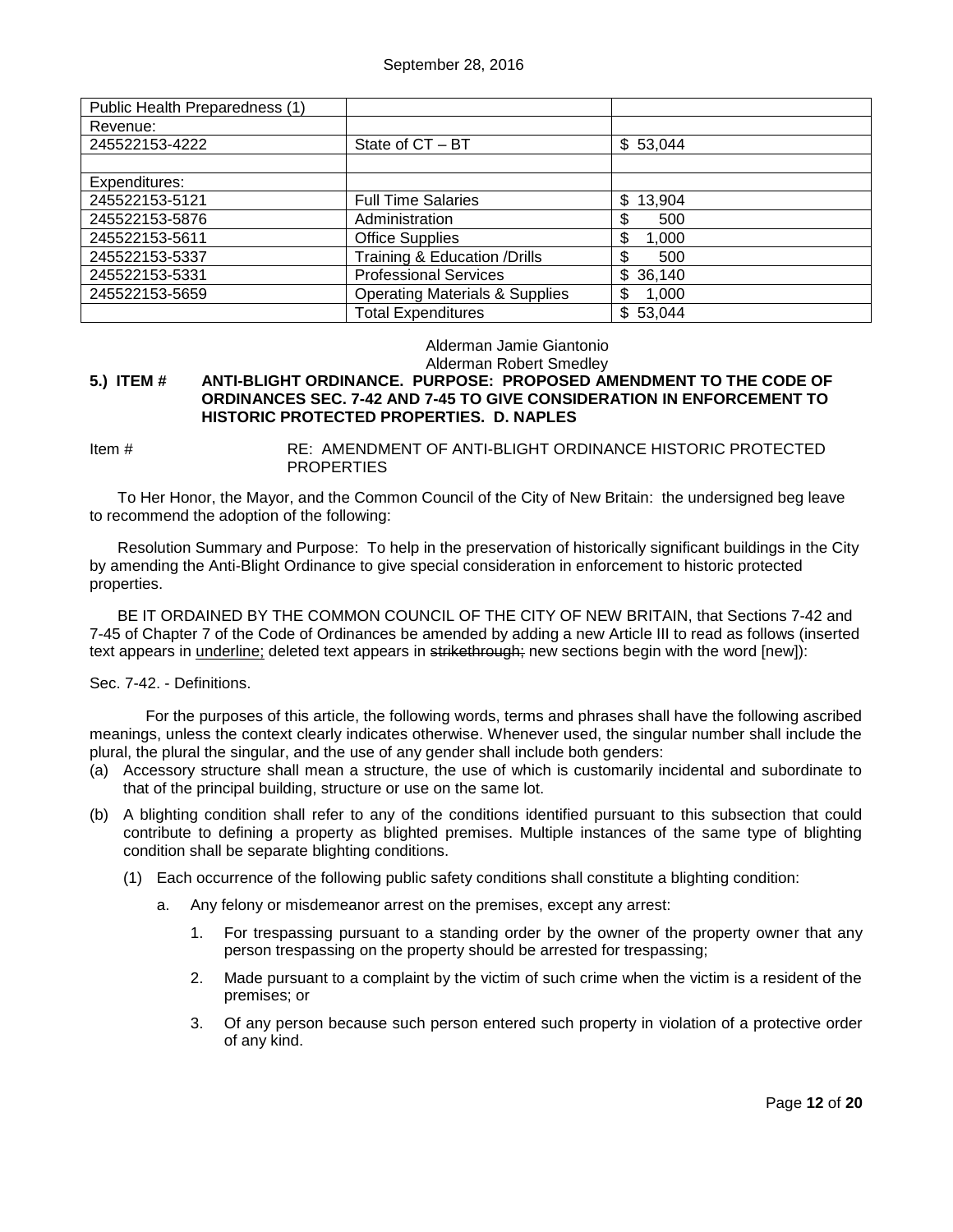| Public Health Preparedness (1) | | |
|---|---|---|
| Revenue: | | |
| 245522153-4222 | State of CT – BT | $ 53,044 |
| | | |
| Expenditures: | | |
| 245522153-5121 | Full Time Salaries | $ 13,904 |
| 245522153-5876 | Administration | $ 500 |
| 245522153-5611 | Office Supplies | $ 1,000 |
| 245522153-5337 | Training & Education /Drills | $ 500 |
| 245522153-5331 | Professional Services | $ 36,140 |
| 245522153-5659 | Operating Materials & Supplies | $ 1,000 |
| | Total Expenditures | $ 53,044 |

Alderman Jamie Giantonio
Alderman Robert Smedley

**5.) ITEM # ANTI-BLIGHT ORDINANCE. PURPOSE: PROPOSED AMENDMENT TO THE CODE OF ORDINANCES SEC. 7-42 AND 7-45 TO GIVE CONSIDERATION IN ENFORCEMENT TO HISTORIC PROTECTED PROPERTIES. D. NAPLES**

Item # RE: AMENDMENT OF ANTI-BLIGHT ORDINANCE HISTORIC PROTECTED PROPERTIES

To Her Honor, the Mayor, and the Common Council of the City of New Britain: the undersigned beg leave to recommend the adoption of the following:

Resolution Summary and Purpose: To help in the preservation of historically significant buildings in the City by amending the Anti-Blight Ordinance to give special consideration in enforcement to historic protected properties.

BE IT ORDAINED BY THE COMMON COUNCIL OF THE CITY OF NEW BRITAIN, that Sections 7-42 and 7-45 of Chapter 7 of the Code of Ordinances be amended by adding a new Article III to read as follows (inserted text appears in <u>underline;</u> deleted text appears in ~~strikethrough;~~ new sections begin with the word [new]):

Sec. 7-42. - Definitions.

For the purposes of this article, the following words, terms and phrases shall have the following ascribed meanings, unless the context clearly indicates otherwise. Whenever used, the singular number shall include the plural, the plural the singular, and the use of any gender shall include both genders:

(a) Accessory structure shall mean a structure, the use of which is customarily incidental and subordinate to that of the principal building, structure or use on the same lot.

(b) A blighting condition shall refer to any of the conditions identified pursuant to this subsection that could contribute to defining a property as blighted premises. Multiple instances of the same type of blighting condition shall be separate blighting conditions.

   (1) Each occurrence of the following public safety conditions shall constitute a blighting condition:

      a. Any felony or misdemeanor arrest on the premises, except any arrest:

         1. For trespassing pursuant to a standing order by the owner of the property owner that any person trespassing on the property should be arrested for trespassing;

         2. Made pursuant to a complaint by the victim of such crime when the victim is a resident of the premises; or

         3. Of any person because such person entered such property in violation of a protective order of any kind.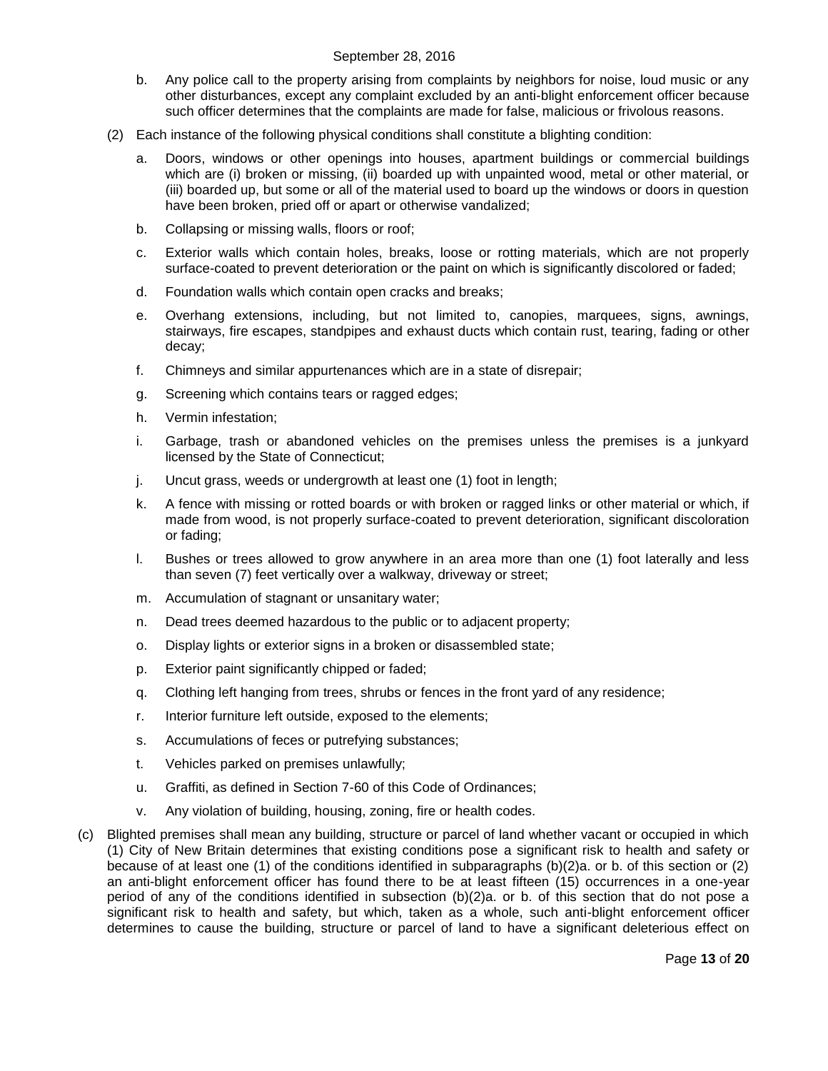b. Any police call to the property arising from complaints by neighbors for noise, loud music or any other disturbances, except any complaint excluded by an anti-blight enforcement officer because such officer determines that the complaints are made for false, malicious or frivolous reasons.

(2) Each instance of the following physical conditions shall constitute a blighting condition:

a. Doors, windows or other openings into houses, apartment buildings or commercial buildings which are (i) broken or missing, (ii) boarded up with unpainted wood, metal or other material, or (iii) boarded up, but some or all of the material used to board up the windows or doors in question have been broken, pried off or apart or otherwise vandalized;

b. Collapsing or missing walls, floors or roof;

c. Exterior walls which contain holes, breaks, loose or rotting materials, which are not properly surface-coated to prevent deterioration or the paint on which is significantly discolored or faded;

d. Foundation walls which contain open cracks and breaks;

e. Overhang extensions, including, but not limited to, canopies, marquees, signs, awnings, stairways, fire escapes, standpipes and exhaust ducts which contain rust, tearing, fading or other decay;

f. Chimneys and similar appurtenances which are in a state of disrepair;

g. Screening which contains tears or ragged edges;

h. Vermin infestation;

i. Garbage, trash or abandoned vehicles on the premises unless the premises is a junkyard licensed by the State of Connecticut;

j. Uncut grass, weeds or undergrowth at least one (1) foot in length;

k. A fence with missing or rotted boards or with broken or ragged links or other material or which, if made from wood, is not properly surface-coated to prevent deterioration, significant discoloration or fading;

l. Bushes or trees allowed to grow anywhere in an area more than one (1) foot laterally and less than seven (7) feet vertically over a walkway, driveway or street;

m. Accumulation of stagnant or unsanitary water;

n. Dead trees deemed hazardous to the public or to adjacent property;

o. Display lights or exterior signs in a broken or disassembled state;

p. Exterior paint significantly chipped or faded;

q. Clothing left hanging from trees, shrubs or fences in the front yard of any residence;

r. Interior furniture left outside, exposed to the elements;

s. Accumulations of feces or putrefying substances;

t. Vehicles parked on premises unlawfully;

u. Graffiti, as defined in Section 7-60 of this Code of Ordinances;

v. Any violation of building, housing, zoning, fire or health codes.

(c) Blighted premises shall mean any building, structure or parcel of land whether vacant or occupied in which (1) City of New Britain determines that existing conditions pose a significant risk to health and safety or because of at least one (1) of the conditions identified in subparagraphs (b)(2)a. or b. of this section or (2) an anti-blight enforcement officer has found there to be at least fifteen (15) occurrences in a one-year period of any of the conditions identified in subsection (b)(2)a. or b. of this section that do not pose a significant risk to health and safety, but which, taken as a whole, such anti-blight enforcement officer determines to cause the building, structure or parcel of land to have a significant deleterious effect on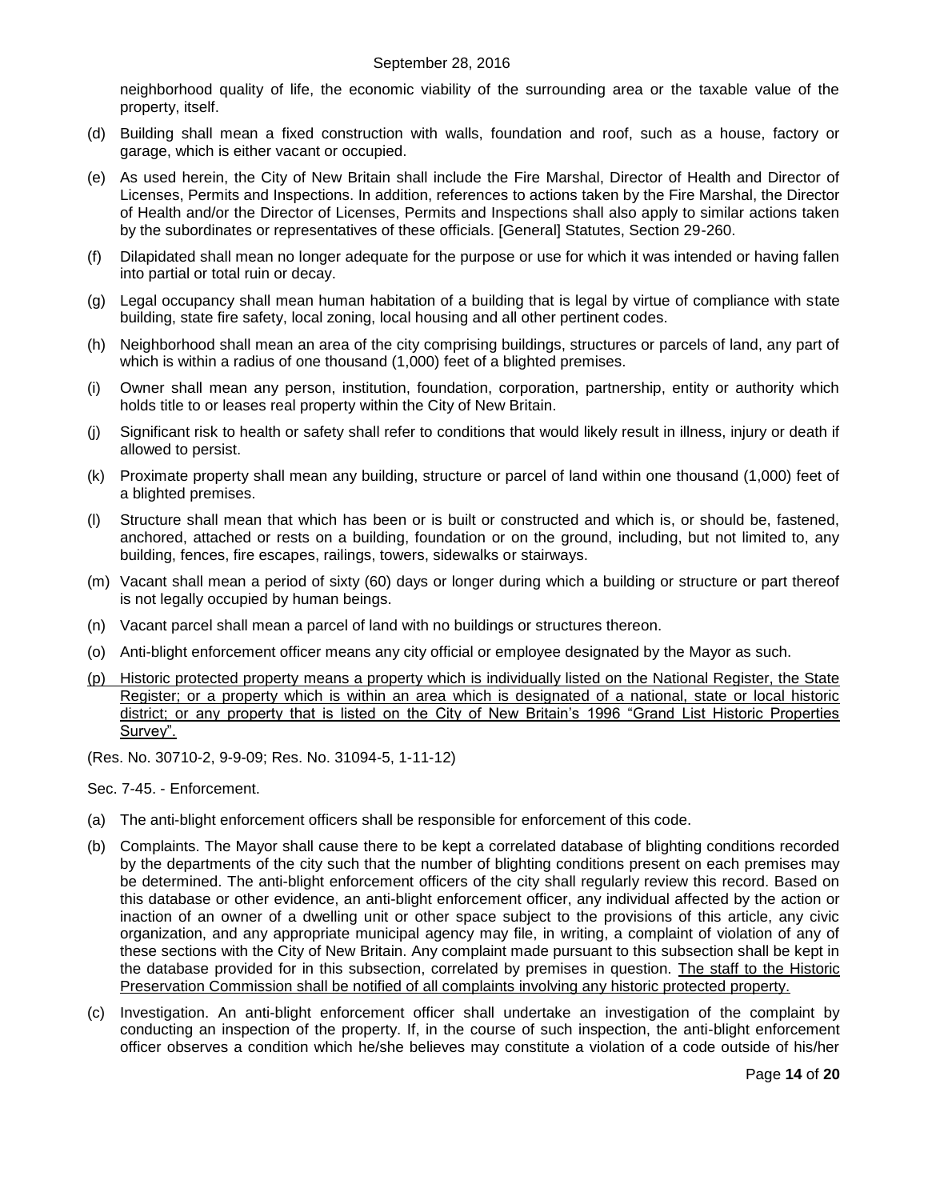neighborhood quality of life, the economic viability of the surrounding area or the taxable value of the property, itself.

(d) Building shall mean a fixed construction with walls, foundation and roof, such as a house, factory or garage, which is either vacant or occupied.

(e) As used herein, the City of New Britain shall include the Fire Marshal, Director of Health and Director of Licenses, Permits and Inspections. In addition, references to actions taken by the Fire Marshal, the Director of Health and/or the Director of Licenses, Permits and Inspections shall also apply to similar actions taken by the subordinates or representatives of these officials. [General] Statutes, Section 29-260.

(f) Dilapidated shall mean no longer adequate for the purpose or use for which it was intended or having fallen into partial or total ruin or decay.

(g) Legal occupancy shall mean human habitation of a building that is legal by virtue of compliance with state building, state fire safety, local zoning, local housing and all other pertinent codes.

(h) Neighborhood shall mean an area of the city comprising buildings, structures or parcels of land, any part of which is within a radius of one thousand (1,000) feet of a blighted premises.

(i) Owner shall mean any person, institution, foundation, corporation, partnership, entity or authority which holds title to or leases real property within the City of New Britain.

(j) Significant risk to health or safety shall refer to conditions that would likely result in illness, injury or death if allowed to persist.

(k) Proximate property shall mean any building, structure or parcel of land within one thousand (1,000) feet of a blighted premises.

(l) Structure shall mean that which has been or is built or constructed and which is, or should be, fastened, anchored, attached or rests on a building, foundation or on the ground, including, but not limited to, any building, fences, fire escapes, railings, towers, sidewalks or stairways.

(m) Vacant shall mean a period of sixty (60) days or longer during which a building or structure or part thereof is not legally occupied by human beings.

(n) Vacant parcel shall mean a parcel of land with no buildings or structures thereon.

(o) Anti-blight enforcement officer means any city official or employee designated by the Mayor as such.

(p) Historic protected property means a property which is individually listed on the National Register, the State Register; or a property which is within an area which is designated of a national, state or local historic district; or any property that is listed on the City of New Britain's 1996 "Grand List Historic Properties Survey".

(Res. No. 30710-2, 9-9-09; Res. No. 31094-5, 1-11-12)

Sec. 7-45. - Enforcement.

(a) The anti-blight enforcement officers shall be responsible for enforcement of this code.

(b) Complaints. The Mayor shall cause there to be kept a correlated database of blighting conditions recorded by the departments of the city such that the number of blighting conditions present on each premises may be determined. The anti-blight enforcement officers of the city shall regularly review this record. Based on this database or other evidence, an anti-blight enforcement officer, any individual affected by the action or inaction of an owner of a dwelling unit or other space subject to the provisions of this article, any civic organization, and any appropriate municipal agency may file, in writing, a complaint of violation of any of these sections with the City of New Britain. Any complaint made pursuant to this subsection shall be kept in the database provided for in this subsection, correlated by premises in question. The staff to the Historic Preservation Commission shall be notified of all complaints involving any historic protected property.

(c) Investigation. An anti-blight enforcement officer shall undertake an investigation of the complaint by conducting an inspection of the property. If, in the course of such inspection, the anti-blight enforcement officer observes a condition which he/she believes may constitute a violation of a code outside of his/her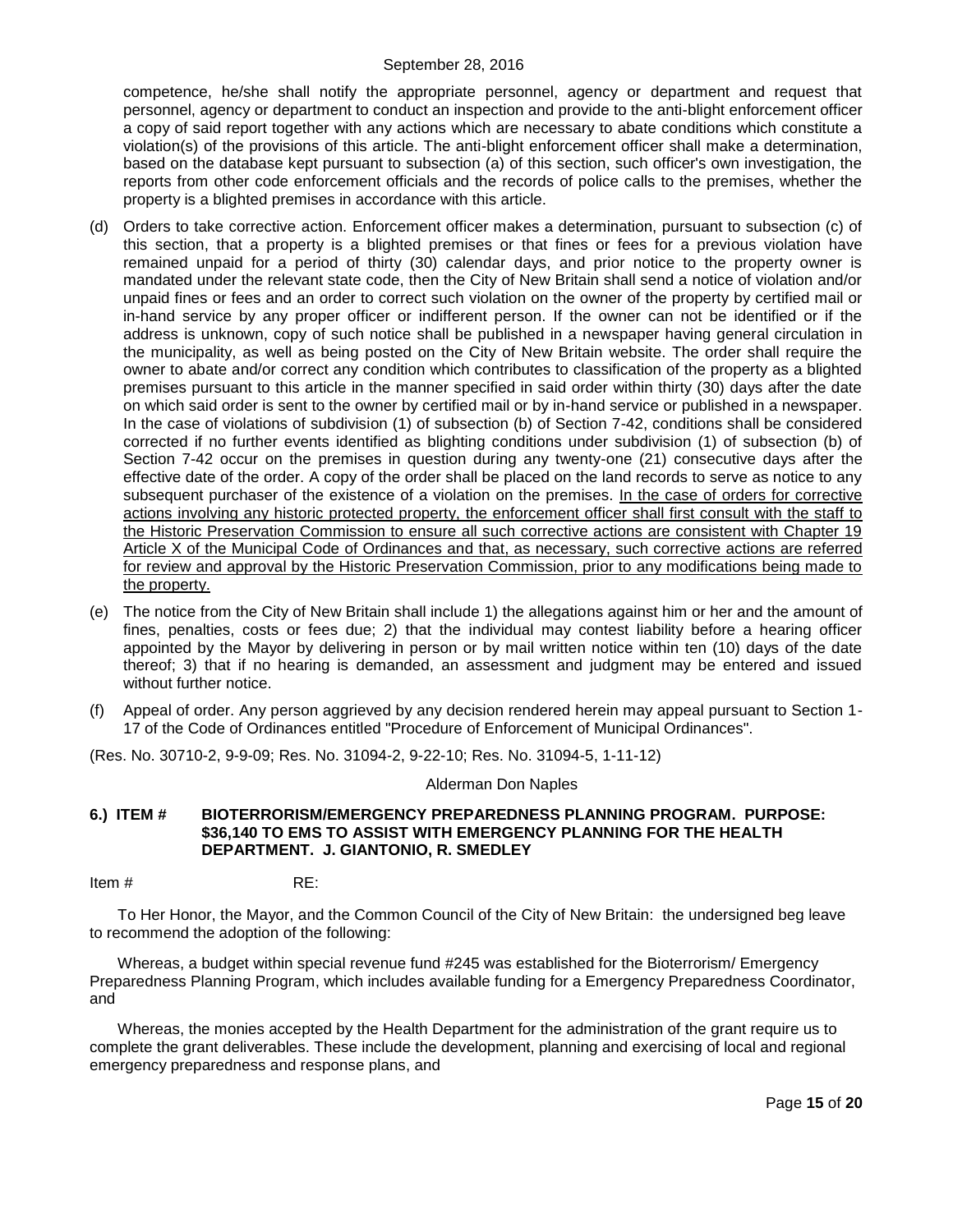competence, he/she shall notify the appropriate personnel, agency or department and request that personnel, agency or department to conduct an inspection and provide to the anti-blight enforcement officer a copy of said report together with any actions which are necessary to abate conditions which constitute a violation(s) of the provisions of this article. The anti-blight enforcement officer shall make a determination, based on the database kept pursuant to subsection (a) of this section, such officer's own investigation, the reports from other code enforcement officials and the records of police calls to the premises, whether the property is a blighted premises in accordance with this article.

(d) Orders to take corrective action. Enforcement officer makes a determination, pursuant to subsection (c) of this section, that a property is a blighted premises or that fines or fees for a previous violation have remained unpaid for a period of thirty (30) calendar days, and prior notice to the property owner is mandated under the relevant state code, then the City of New Britain shall send a notice of violation and/or unpaid fines or fees and an order to correct such violation on the owner of the property by certified mail or in-hand service by any proper officer or indifferent person. If the owner can not be identified or if the address is unknown, copy of such notice shall be published in a newspaper having general circulation in the municipality, as well as being posted on the City of New Britain website. The order shall require the owner to abate and/or correct any condition which contributes to classification of the property as a blighted premises pursuant to this article in the manner specified in said order within thirty (30) days after the date on which said order is sent to the owner by certified mail or by in-hand service or published in a newspaper. In the case of violations of subdivision (1) of subsection (b) of Section 7-42, conditions shall be considered corrected if no further events identified as blighting conditions under subdivision (1) of subsection (b) of Section 7-42 occur on the premises in question during any twenty-one (21) consecutive days after the effective date of the order. A copy of the order shall be placed on the land records to serve as notice to any subsequent purchaser of the existence of a violation on the premises. <u>In the case of orders for corrective actions involving any historic protected property, the enforcement officer shall first consult with the staff to the Historic Preservation Commission to ensure all such corrective actions are consistent with Chapter 19 Article X of the Municipal Code of Ordinances and that, as necessary, such corrective actions are referred for review and approval by the Historic Preservation Commission, prior to any modifications being made to the property.</u>

(e) The notice from the City of New Britain shall include 1) the allegations against him or her and the amount of fines, penalties, costs or fees due; 2) that the individual may contest liability before a hearing officer appointed by the Mayor by delivering in person or by mail written notice within ten (10) days of the date thereof; 3) that if no hearing is demanded, an assessment and judgment may be entered and issued without further notice.

(f) Appeal of order. Any person aggrieved by any decision rendered herein may appeal pursuant to Section 1-17 of the Code of Ordinances entitled "Procedure of Enforcement of Municipal Ordinances".

(Res. No. 30710-2, 9-9-09; Res. No. 31094-2, 9-22-10; Res. No. 31094-5, 1-11-12)

Alderman Don Naples

**6.) ITEM # BIOTERRORISM/EMERGENCY PREPAREDNESS PLANNING PROGRAM. PURPOSE: $36,140 TO EMS TO ASSIST WITH EMERGENCY PLANNING FOR THE HEALTH DEPARTMENT. J. GIANTONIO, R. SMEDLEY**

Item # RE:

To Her Honor, the Mayor, and the Common Council of the City of New Britain: the undersigned beg leave to recommend the adoption of the following:

Whereas, a budget within special revenue fund #245 was established for the Bioterrorism/ Emergency Preparedness Planning Program, which includes available funding for a Emergency Preparedness Coordinator, and

Whereas, the monies accepted by the Health Department for the administration of the grant require us to complete the grant deliverables. These include the development, planning and exercising of local and regional emergency preparedness and response plans, and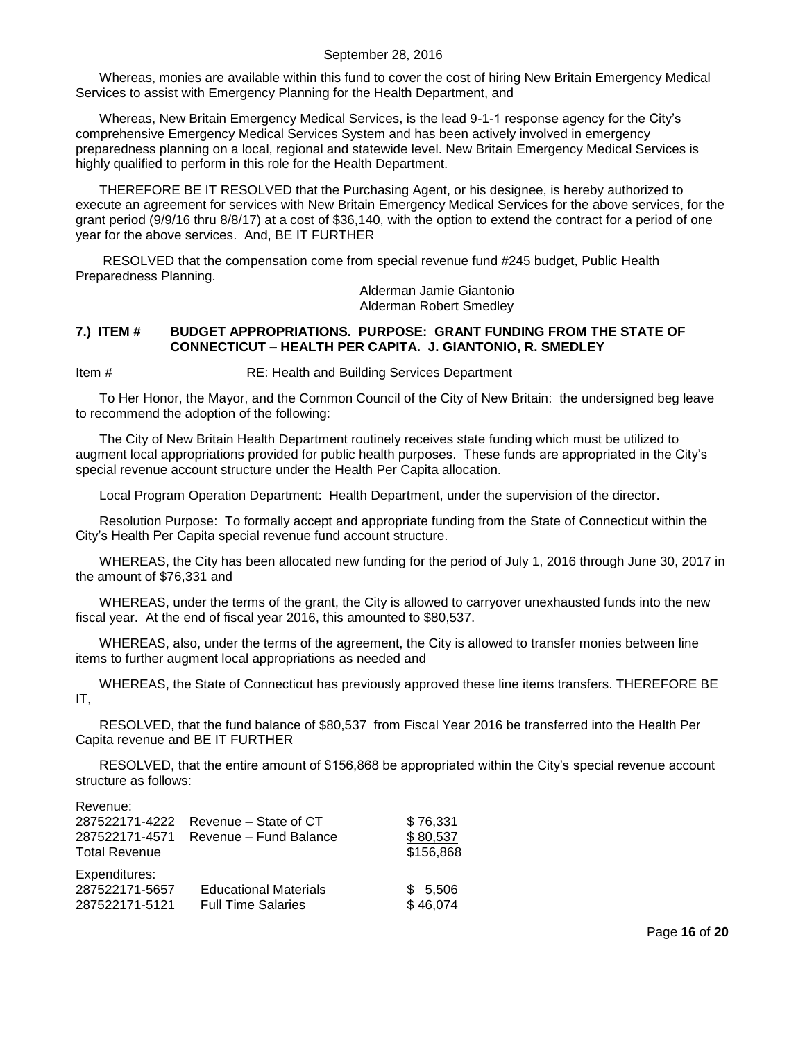Whereas, monies are available within this fund to cover the cost of hiring New Britain Emergency Medical Services to assist with Emergency Planning for the Health Department, and

Whereas, New Britain Emergency Medical Services, is the lead 9-1-1 response agency for the City's comprehensive Emergency Medical Services System and has been actively involved in emergency preparedness planning on a local, regional and statewide level. New Britain Emergency Medical Services is highly qualified to perform in this role for the Health Department.

THEREFORE BE IT RESOLVED that the Purchasing Agent, or his designee, is hereby authorized to execute an agreement for services with New Britain Emergency Medical Services for the above services, for the grant period (9/9/16 thru 8/8/17) at a cost of $36,140, with the option to extend the contract for a period of one year for the above services. And, BE IT FURTHER

RESOLVED that the compensation come from special revenue fund #245 budget, Public Health Preparedness Planning.

Alderman Jamie Giantonio
Alderman Robert Smedley

### 7.) ITEM # BUDGET APPROPRIATIONS. PURPOSE: GRANT FUNDING FROM THE STATE OF CONNECTICUT – HEALTH PER CAPITA. J. GIANTONIO, R. SMEDLEY

Item # RE: Health and Building Services Department

To Her Honor, the Mayor, and the Common Council of the City of New Britain: the undersigned beg leave to recommend the adoption of the following:

The City of New Britain Health Department routinely receives state funding which must be utilized to augment local appropriations provided for public health purposes. These funds are appropriated in the City's special revenue account structure under the Health Per Capita allocation.

Local Program Operation Department: Health Department, under the supervision of the director.

Resolution Purpose: To formally accept and appropriate funding from the State of Connecticut within the City's Health Per Capita special revenue fund account structure.

WHEREAS, the City has been allocated new funding for the period of July 1, 2016 through June 30, 2017 in the amount of $76,331 and

WHEREAS, under the terms of the grant, the City is allowed to carryover unexhausted funds into the new fiscal year. At the end of fiscal year 2016, this amounted to $80,537.

WHEREAS, also, under the terms of the agreement, the City is allowed to transfer monies between line items to further augment local appropriations as needed and

WHEREAS, the State of Connecticut has previously approved these line items transfers. THEREFORE BE IT,

RESOLVED, that the fund balance of $80,537 from Fiscal Year 2016 be transferred into the Health Per Capita revenue and BE IT FURTHER

RESOLVED, that the entire amount of $156,868 be appropriated within the City's special revenue account structure as follows:

| Revenue: | | |
|---|---|---|
| 287522171-4222 | Revenue – State of CT | $ 76,331 |
| 287522171-4571 | Revenue – Fund Balance | $ 80,537 |
| Total Revenue | | $156,868 |
| Expenditures: | | |
| 287522171-5657 | Educational Materials | $ 5,506 |
| 287522171-5121 | Full Time Salaries | $ 46,074 |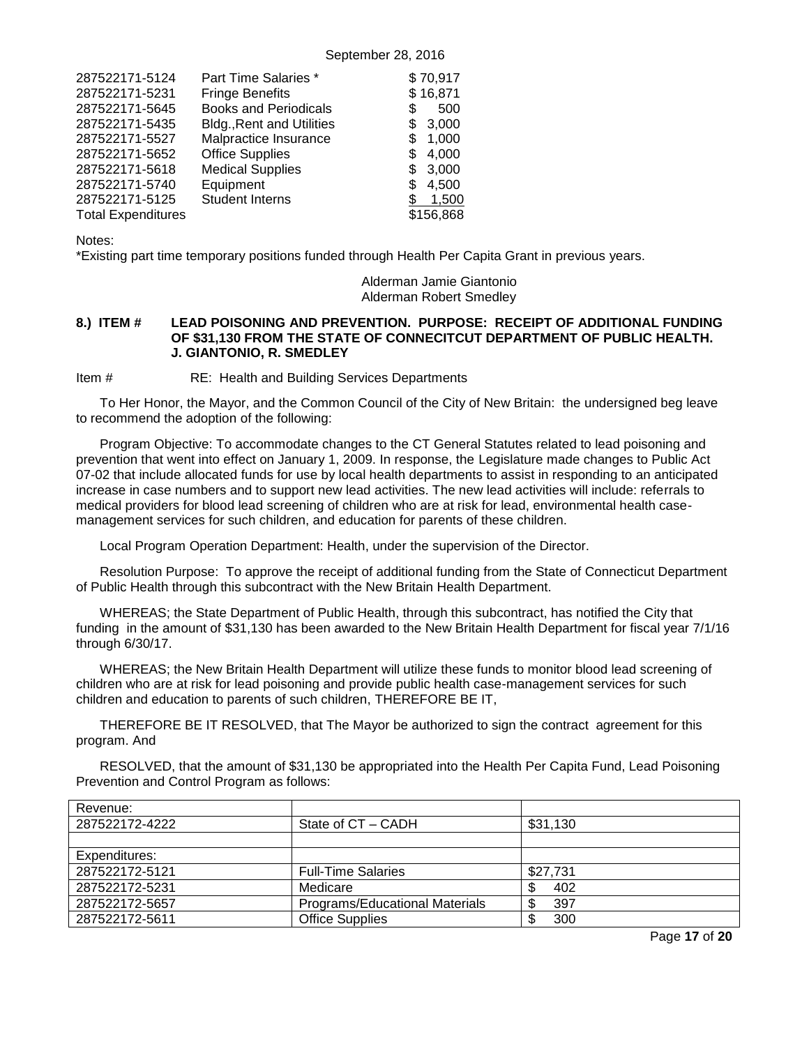| | | |
|---|---|---|
| 287522171-5124 | Part Time Salaries * | $ 70,917 |
| 287522171-5231 | Fringe Benefits | $ 16,871 |
| 287522171-5645 | Books and Periodicals | $ 500 |
| 287522171-5435 | Bldg.,Rent and Utilities | $ 3,000 |
| 287522171-5527 | Malpractice Insurance | $ 1,000 |
| 287522171-5652 | Office Supplies | $ 4,000 |
| 287522171-5618 | Medical Supplies | $ 3,000 |
| 287522171-5740 | Equipment | $ 4,500 |
| 287522171-5125 | Student Interns | $ 1,500 |
| Total Expenditures | | $156,868 |

Notes:
*Existing part time temporary positions funded through Health Per Capita Grant in previous years.

Alderman Jamie Giantonio
Alderman Robert Smedley

**8.) ITEM # LEAD POISONING AND PREVENTION. PURPOSE: RECEIPT OF ADDITIONAL FUNDING OF $31,130 FROM THE STATE OF CONNECITCUT DEPARTMENT OF PUBLIC HEALTH. J. GIANTONIO, R. SMEDLEY**

Item # RE: Health and Building Services Departments

To Her Honor, the Mayor, and the Common Council of the City of New Britain: the undersigned beg leave to recommend the adoption of the following:

Program Objective: To accommodate changes to the CT General Statutes related to lead poisoning and prevention that went into effect on January 1, 2009. In response, the Legislature made changes to Public Act 07-02 that include allocated funds for use by local health departments to assist in responding to an anticipated increase in case numbers and to support new lead activities. The new lead activities will include: referrals to medical providers for blood lead screening of children who are at risk for lead, environmental health case-management services for such children, and education for parents of these children.

Local Program Operation Department: Health, under the supervision of the Director.

Resolution Purpose: To approve the receipt of additional funding from the State of Connecticut Department of Public Health through this subcontract with the New Britain Health Department.

WHEREAS; the State Department of Public Health, through this subcontract, has notified the City that funding in the amount of $31,130 has been awarded to the New Britain Health Department for fiscal year 7/1/16 through 6/30/17.

WHEREAS; the New Britain Health Department will utilize these funds to monitor blood lead screening of children who are at risk for lead poisoning and provide public health case-management services for such children and education to parents of such children, THEREFORE BE IT,

THEREFORE BE IT RESOLVED, that The Mayor be authorized to sign the contract agreement for this program. And

RESOLVED, that the amount of $31,130 be appropriated into the Health Per Capita Fund, Lead Poisoning Prevention and Control Program as follows:

| | | |
|---|---|---|
| Revenue: | | |
| 287522172-4222 | State of CT – CADH | $31,130 |
| | | |
| Expenditures: | | |
| 287522172-5121 | Full-Time Salaries | $27,731 |
| 287522172-5231 | Medicare | $ 402 |
| 287522172-5657 | Programs/Educational Materials | $ 397 |
| 287522172-5611 | Office Supplies | $ 300 |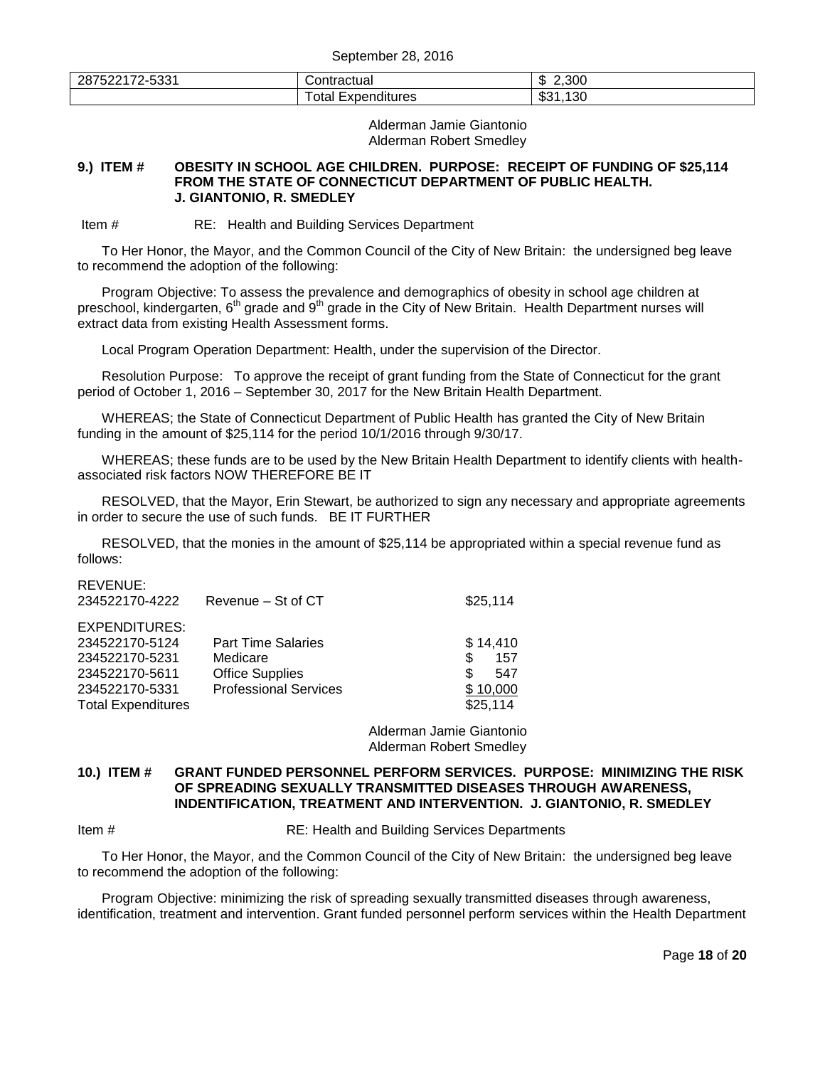| 287522172-5331 | Contractual | $ 2,300 |
|---|---|---|
| | Total Expenditures | $31,130 |

Alderman Jamie Giantonio
Alderman Robert Smedley

**9.) ITEM # OBESITY IN SCHOOL AGE CHILDREN. PURPOSE: RECEIPT OF FUNDING OF $25,114 FROM THE STATE OF CONNECTICUT DEPARTMENT OF PUBLIC HEALTH. J. GIANTONIO, R. SMEDLEY**

Item # RE: Health and Building Services Department

To Her Honor, the Mayor, and the Common Council of the City of New Britain: the undersigned beg leave to recommend the adoption of the following:

Program Objective: To assess the prevalence and demographics of obesity in school age children at preschool, kindergarten, 6th grade and 9th grade in the City of New Britain. Health Department nurses will extract data from existing Health Assessment forms.

Local Program Operation Department: Health, under the supervision of the Director.

Resolution Purpose: To approve the receipt of grant funding from the State of Connecticut for the grant period of October 1, 2016 – September 30, 2017 for the New Britain Health Department.

WHEREAS; the State of Connecticut Department of Public Health has granted the City of New Britain funding in the amount of $25,114 for the period 10/1/2016 through 9/30/17.

WHEREAS; these funds are to be used by the New Britain Health Department to identify clients with health-associated risk factors NOW THEREFORE BE IT

RESOLVED, that the Mayor, Erin Stewart, be authorized to sign any necessary and appropriate agreements in order to secure the use of such funds. BE IT FURTHER

RESOLVED, that the monies in the amount of $25,114 be appropriated within a special revenue fund as follows:

| | | |
|---|---|---|
| REVENUE: | | |
| 234522170-4222 | Revenue – St of CT | $25,114 |
| EXPENDITURES: | | |
| 234522170-5124 | Part Time Salaries | $ 14,410 |
| 234522170-5231 | Medicare | $ 157 |
| 234522170-5611 | Office Supplies | $ 547 |
| 234522170-5331 | Professional Services | $ 10,000 |
| Total Expenditures | | $25,114 |

Alderman Jamie Giantonio
Alderman Robert Smedley

**10.) ITEM # GRANT FUNDED PERSONNEL PERFORM SERVICES. PURPOSE: MINIMIZING THE RISK OF SPREADING SEXUALLY TRANSMITTED DISEASES THROUGH AWARENESS, INDENTIFICATION, TREATMENT AND INTERVENTION. J. GIANTONIO, R. SMEDLEY**

Item # RE: Health and Building Services Departments

To Her Honor, the Mayor, and the Common Council of the City of New Britain: the undersigned beg leave to recommend the adoption of the following:

Program Objective: minimizing the risk of spreading sexually transmitted diseases through awareness, identification, treatment and intervention. Grant funded personnel perform services within the Health Department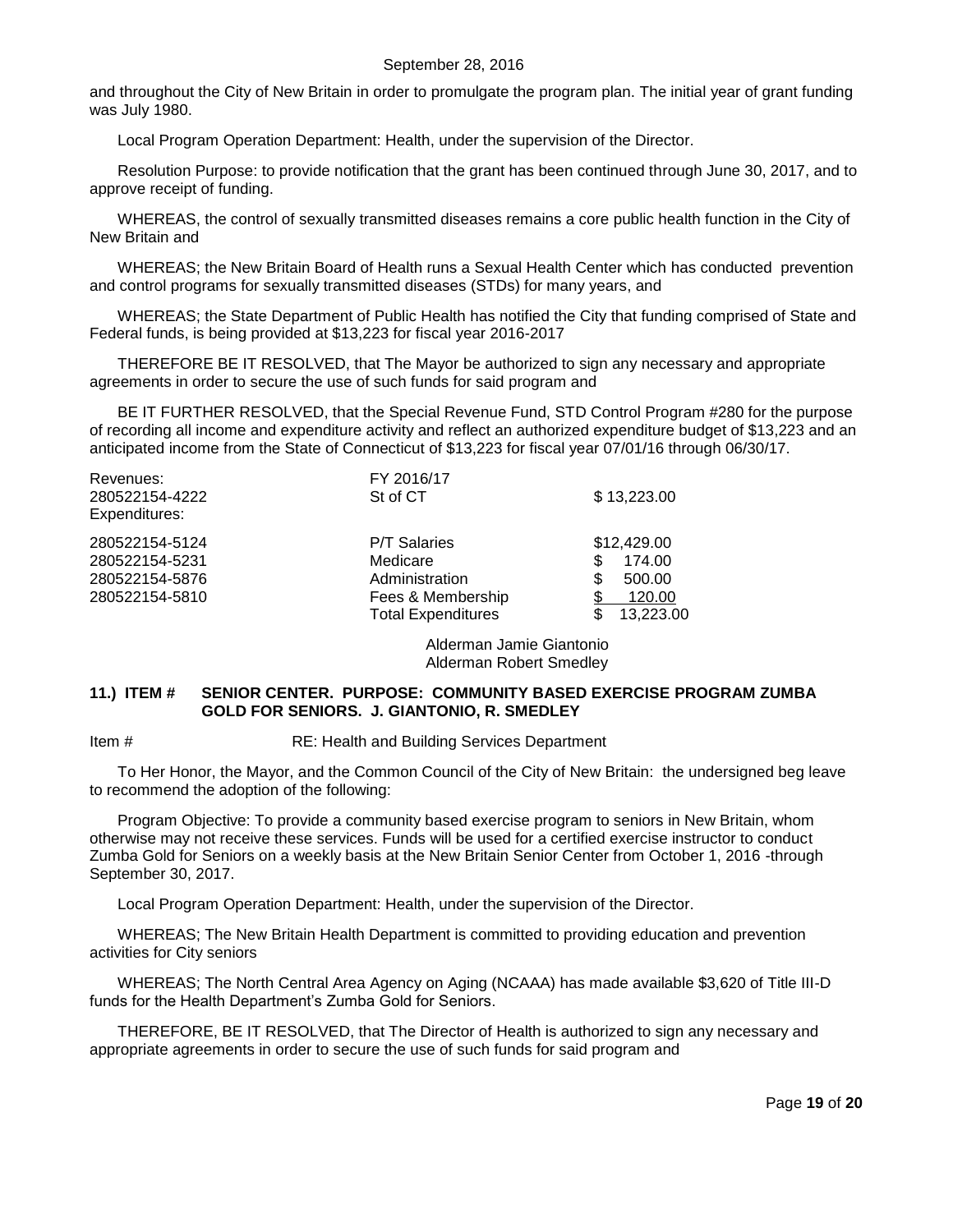and throughout the City of New Britain in order to promulgate the program plan. The initial year of grant funding was July 1980.

Local Program Operation Department: Health, under the supervision of the Director.

Resolution Purpose: to provide notification that the grant has been continued through June 30, 2017, and to approve receipt of funding.

WHEREAS, the control of sexually transmitted diseases remains a core public health function in the City of New Britain and

WHEREAS; the New Britain Board of Health runs a Sexual Health Center which has conducted prevention and control programs for sexually transmitted diseases (STDs) for many years, and

WHEREAS; the State Department of Public Health has notified the City that funding comprised of State and Federal funds, is being provided at $13,223 for fiscal year 2016-2017

THEREFORE BE IT RESOLVED, that The Mayor be authorized to sign any necessary and appropriate agreements in order to secure the use of such funds for said program and

BE IT FURTHER RESOLVED, that the Special Revenue Fund, STD Control Program #280 for the purpose of recording all income and expenditure activity and reflect an authorized expenditure budget of $13,223 and an anticipated income from the State of Connecticut of $13,223 for fiscal year 07/01/16 through 06/30/17.

| Revenues: | FY 2016/17 | |
|---|---|---|
| 280522154-4222 | St of CT | $ 13,223.00 |
| Expenditures: | | |
| 280522154-5124 | P/T Salaries | $12,429.00 |
| 280522154-5231 | Medicare | $ 174.00 |
| 280522154-5876 | Administration | $ 500.00 |
| 280522154-5810 | Fees & Membership | $ 120.00 |
| | Total Expenditures | $ 13,223.00 |

Alderman Jamie Giantonio
Alderman Robert Smedley

**11.) ITEM # SENIOR CENTER. PURPOSE: COMMUNITY BASED EXERCISE PROGRAM ZUMBA GOLD FOR SENIORS. J. GIANTONIO, R. SMEDLEY**

Item # RE: Health and Building Services Department

To Her Honor, the Mayor, and the Common Council of the City of New Britain: the undersigned beg leave to recommend the adoption of the following:

Program Objective: To provide a community based exercise program to seniors in New Britain, whom otherwise may not receive these services. Funds will be used for a certified exercise instructor to conduct Zumba Gold for Seniors on a weekly basis at the New Britain Senior Center from October 1, 2016 -through September 30, 2017.

Local Program Operation Department: Health, under the supervision of the Director.

WHEREAS; The New Britain Health Department is committed to providing education and prevention activities for City seniors

WHEREAS; The North Central Area Agency on Aging (NCAAA) has made available $3,620 of Title III-D funds for the Health Department's Zumba Gold for Seniors.

THEREFORE, BE IT RESOLVED, that The Director of Health is authorized to sign any necessary and appropriate agreements in order to secure the use of such funds for said program and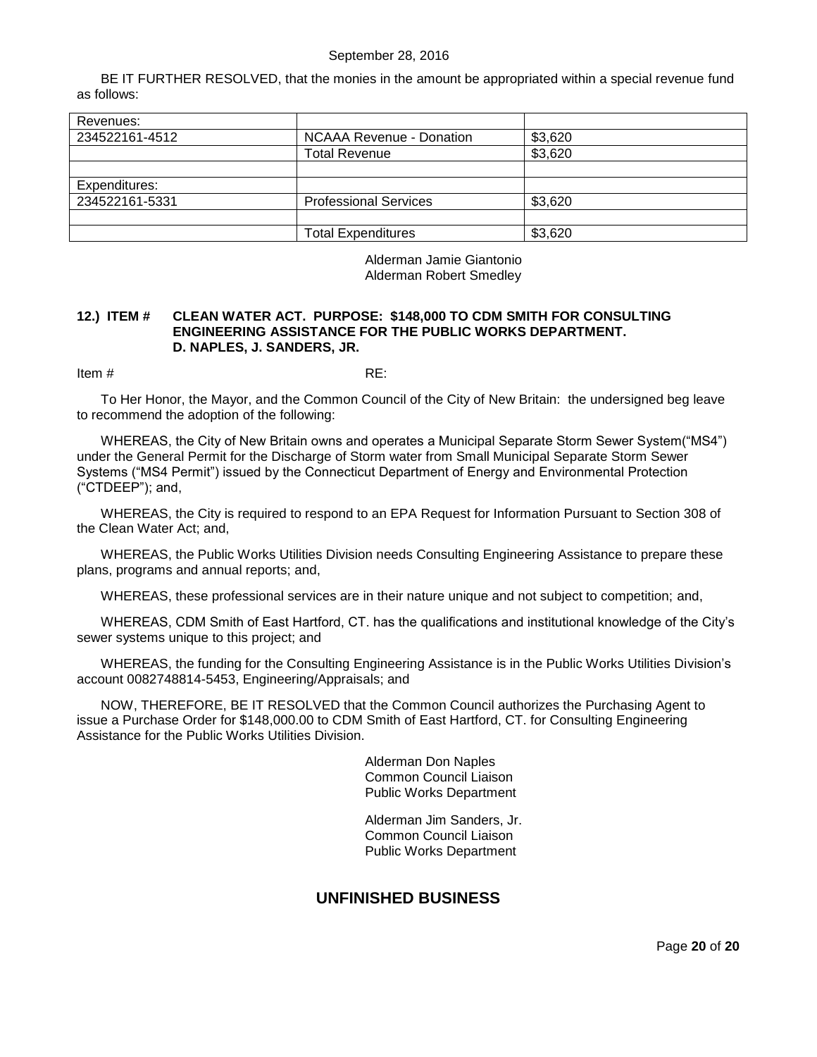BE IT FURTHER RESOLVED, that the monies in the amount be appropriated within a special revenue fund as follows:

| | | |
|---|---|---|
| Revenues: | | |
| 234522161-4512 | NCAAA Revenue - Donation | $3,620 |
| | Total Revenue | $3,620 |
| | | |
| Expenditures: | | |
| 234522161-5331 | Professional Services | $3,620 |
| | | |
| | Total Expenditures | $3,620 |

Alderman Jamie Giantonio
Alderman Robert Smedley

**12.) ITEM # CLEAN WATER ACT. PURPOSE: $148,000 TO CDM SMITH FOR CONSULTING ENGINEERING ASSISTANCE FOR THE PUBLIC WORKS DEPARTMENT. D. NAPLES, J. SANDERS, JR.**

Item # RE:

To Her Honor, the Mayor, and the Common Council of the City of New Britain: the undersigned beg leave to recommend the adoption of the following:

WHEREAS, the City of New Britain owns and operates a Municipal Separate Storm Sewer System("MS4") under the General Permit for the Discharge of Storm water from Small Municipal Separate Storm Sewer Systems ("MS4 Permit") issued by the Connecticut Department of Energy and Environmental Protection ("CTDEEP"); and,

WHEREAS, the City is required to respond to an EPA Request for Information Pursuant to Section 308 of the Clean Water Act; and,

WHEREAS, the Public Works Utilities Division needs Consulting Engineering Assistance to prepare these plans, programs and annual reports; and,

WHEREAS, these professional services are in their nature unique and not subject to competition; and,

WHEREAS, CDM Smith of East Hartford, CT. has the qualifications and institutional knowledge of the City's sewer systems unique to this project; and

WHEREAS, the funding for the Consulting Engineering Assistance is in the Public Works Utilities Division's account 0082748814-5453, Engineering/Appraisals; and

NOW, THEREFORE, BE IT RESOLVED that the Common Council authorizes the Purchasing Agent to issue a Purchase Order for $148,000.00 to CDM Smith of East Hartford, CT. for Consulting Engineering Assistance for the Public Works Utilities Division.

Alderman Don Naples
Common Council Liaison
Public Works Department

Alderman Jim Sanders, Jr.
Common Council Liaison
Public Works Department

## UNFINISHED BUSINESS